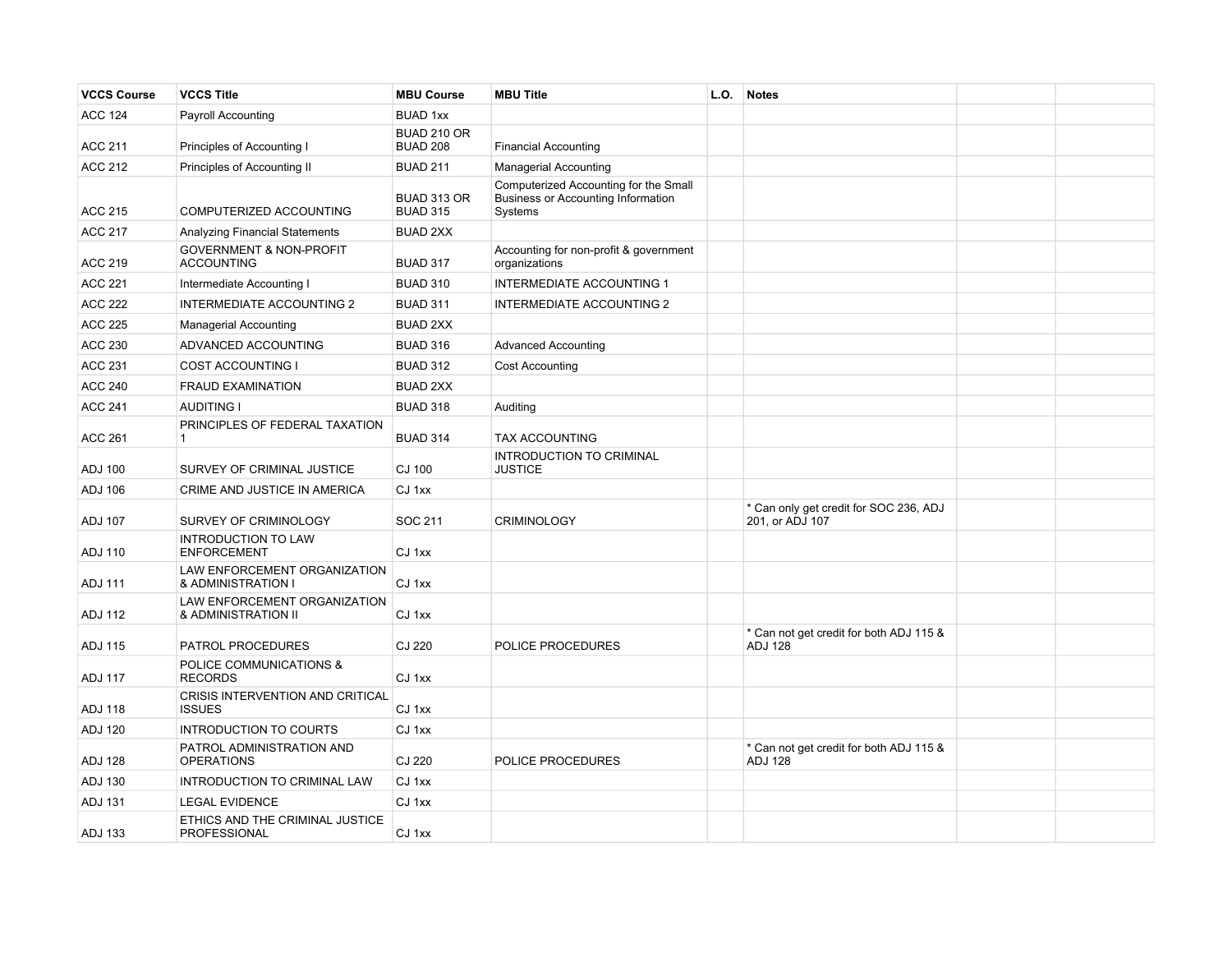| VCCS Course | VCCS Title | MBU Course | MBU Title | L.O. | Notes | | |
|---|---|---|---|---|---|---|---|
| ACC 124 | Payroll Accounting | BUAD 1xx | | | | | |
| ACC 211 | Principles of Accounting I | BUAD 210 OR BUAD 208 | Financial Accounting | | | | |
| ACC 212 | Principles of Accounting II | BUAD 211 | Managerial Accounting | | | | |
| ACC 215 | COMPUTERIZED ACCOUNTING | BUAD 313 OR BUAD 315 | Computerized Accounting for the Small Business or Accounting Information Systems | | | | |
| ACC 217 | Analyzing Financial Statements | BUAD 2XX | | | | | |
| ACC 219 | GOVERNMENT & NON-PROFIT ACCOUNTING | BUAD 317 | Accounting for non-profit & government organizations | | | | |
| ACC 221 | Intermediate Accounting I | BUAD 310 | INTERMEDIATE ACCOUNTING 1 | | | | |
| ACC 222 | INTERMEDIATE ACCOUNTING 2 | BUAD 311 | INTERMEDIATE ACCOUNTING 2 | | | | |
| ACC 225 | Managerial Accounting | BUAD 2XX | | | | | |
| ACC 230 | ADVANCED ACCOUNTING | BUAD 316 | Advanced Accounting | | | | |
| ACC 231 | COST ACCOUNTING I | BUAD 312 | Cost Accounting | | | | |
| ACC 240 | FRAUD EXAMINATION | BUAD 2XX | | | | | |
| ACC 241 | AUDITING I | BUAD 318 | Auditing | | | | |
| ACC 261 | PRINCIPLES OF FEDERAL TAXATION 1 | BUAD 314 | TAX ACCOUNTING | | | | |
| ADJ 100 | SURVEY OF CRIMINAL JUSTICE | CJ 100 | INTRODUCTION TO CRIMINAL JUSTICE | | | | |
| ADJ 106 | CRIME AND JUSTICE IN AMERICA | CJ 1xx | | | | | |
| ADJ 107 | SURVEY OF CRIMINOLOGY | SOC 211 | CRIMINOLOGY | | * Can only get credit for SOC 236, ADJ 201, or ADJ 107 | | |
| ADJ 110 | INTRODUCTION TO LAW ENFORCEMENT | CJ 1xx | | | | | |
| ADJ 111 | LAW ENFORCEMENT ORGANIZATION & ADMINISTRATION I | CJ 1xx | | | | | |
| ADJ 112 | LAW ENFORCEMENT ORGANIZATION & ADMINISTRATION II | CJ 1xx | | | | | |
| ADJ 115 | PATROL PROCEDURES | CJ 220 | POLICE PROCEDURES | | * Can not get credit for both ADJ 115 & ADJ 128 | | |
| ADJ 117 | POLICE COMMUNICATIONS & RECORDS | CJ 1xx | | | | | |
| ADJ 118 | CRISIS INTERVENTION AND CRITICAL ISSUES | CJ 1xx | | | | | |
| ADJ 120 | INTRODUCTION TO COURTS | CJ 1xx | | | | | |
| ADJ 128 | PATROL ADMINISTRATION AND OPERATIONS | CJ 220 | POLICE PROCEDURES | | * Can not get credit for both ADJ 115 & ADJ 128 | | |
| ADJ 130 | INTRODUCTION TO CRIMINAL LAW | CJ 1xx | | | | | |
| ADJ 131 | LEGAL EVIDENCE | CJ 1xx | | | | | |
| ADJ 133 | ETHICS AND THE CRIMINAL JUSTICE PROFESSIONAL | CJ 1xx | | | | | |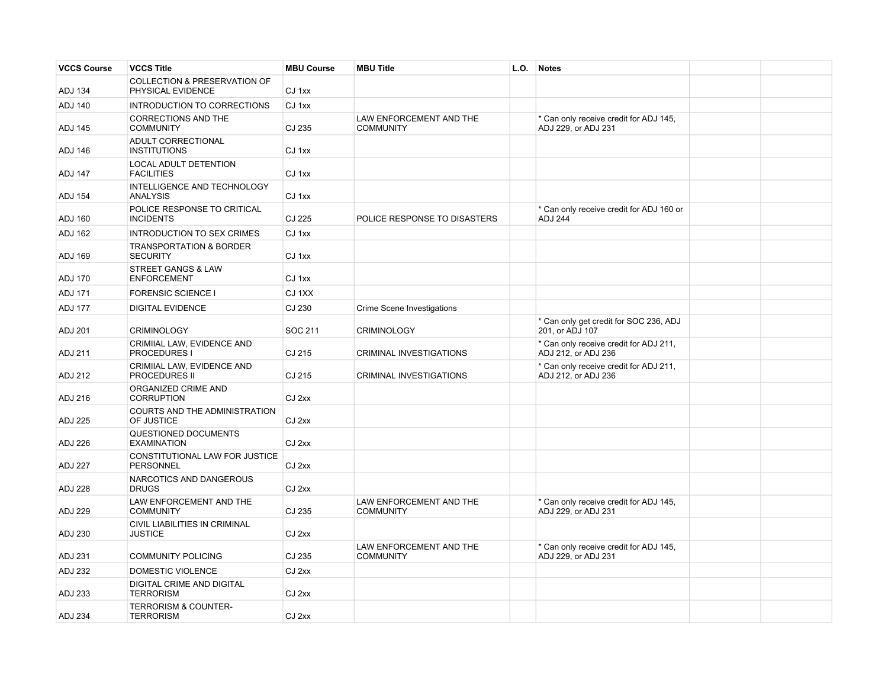| VCCS Course | VCCS Title | MBU Course | MBU Title | L.O. | Notes | | |
|---|---|---|---|---|---|---|---|
| ADJ 134 | COLLECTION & PRESERVATION OF PHYSICAL EVIDENCE | CJ 1xx | | | | | |
| ADJ 140 | INTRODUCTION TO CORRECTIONS | CJ 1xx | | | | | |
| ADJ 145 | CORRECTIONS AND THE COMMUNITY | CJ 235 | LAW ENFORCEMENT AND THE COMMUNITY | | * Can only receive credit for ADJ 145, ADJ 229, or ADJ 231 | | |
| ADJ 146 | ADULT CORRECTIONAL INSTITUTIONS | CJ 1xx | | | | | |
| ADJ 147 | LOCAL ADULT DETENTION FACILITIES | CJ 1xx | | | | | |
| ADJ 154 | INTELLIGENCE AND TECHNOLOGY ANALYSIS | CJ 1xx | | | | | |
| ADJ 160 | POLICE RESPONSE TO CRITICAL INCIDENTS | CJ 225 | POLICE RESPONSE TO DISASTERS | | * Can only receive credit for ADJ 160 or ADJ 244 | | |
| ADJ 162 | INTRODUCTION TO SEX CRIMES | CJ 1xx | | | | | |
| ADJ 169 | TRANSPORTATION & BORDER SECURITY | CJ 1xx | | | | | |
| ADJ 170 | STREET GANGS & LAW ENFORCEMENT | CJ 1xx | | | | | |
| ADJ 171 | FORENSIC SCIENCE I | CJ 1XX | | | | | |
| ADJ 177 | DIGITAL EVIDENCE | CJ 230 | Crime Scene Investigations | | | | |
| ADJ 201 | CRIMINOLOGY | SOC 211 | CRIMINOLOGY | | * Can only get credit for SOC 236, ADJ 201, or ADJ 107 | | |
| ADJ 211 | CRIMIIAL LAW, EVIDENCE AND PROCEDURES I | CJ 215 | CRIMINAL INVESTIGATIONS | | * Can only receive credit for ADJ 211, ADJ 212, or ADJ 236 | | |
| ADJ 212 | CRIMIIAL LAW, EVIDENCE AND PROCEDURES II | CJ 215 | CRIMINAL INVESTIGATIONS | | * Can only receive credit for ADJ 211, ADJ 212, or ADJ 236 | | |
| ADJ 216 | ORGANIZED CRIME AND CORRUPTION | CJ 2xx | | | | | |
| ADJ 225 | COURTS AND THE ADMINISTRATION OF JUSTICE | CJ 2xx | | | | | |
| ADJ 226 | QUESTIONED DOCUMENTS EXAMINATION | CJ 2xx | | | | | |
| ADJ 227 | CONSTITUTIONAL LAW FOR JUSTICE PERSONNEL | CJ 2xx | | | | | |
| ADJ 228 | NARCOTICS AND DANGEROUS DRUGS | CJ 2xx | | | | | |
| ADJ 229 | LAW ENFORCEMENT AND THE COMMUNITY | CJ 235 | LAW ENFORCEMENT AND THE COMMUNITY | | * Can only receive credit for ADJ 145, ADJ 229, or ADJ 231 | | |
| ADJ 230 | CIVIL LIABILITIES IN CRIMINAL JUSTICE | CJ 2xx | | | | | |
| ADJ 231 | COMMUNITY POLICING | CJ 235 | LAW ENFORCEMENT AND THE COMMUNITY | | * Can only receive credit for ADJ 145, ADJ 229, or ADJ 231 | | |
| ADJ 232 | DOMESTIC VIOLENCE | CJ 2xx | | | | | |
| ADJ 233 | DIGITAL CRIME AND DIGITAL TERRORISM | CJ 2xx | | | | | |
| ADJ 234 | TERRORISM & COUNTER-TERRORISM | CJ 2xx | | | | | |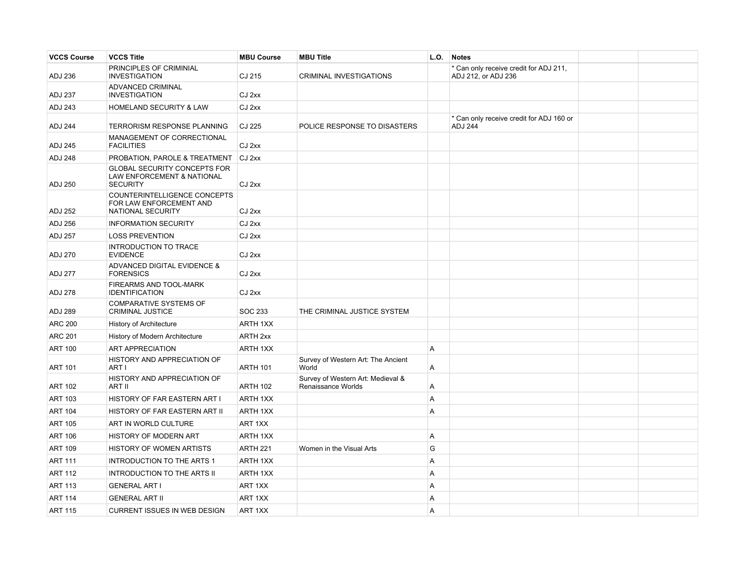| VCCS Course | VCCS Title | MBU Course | MBU Title | L.O. | Notes | | |
|---|---|---|---|---|---|---|---|
| ADJ 236 | PRINCIPLES OF CRIMINIAL INVESTIGATION | CJ 215 | CRIMINAL INVESTIGATIONS | | * Can only receive credit for ADJ 211, ADJ 212, or ADJ 236 | | |
| ADJ 237 | ADVANCED CRIMINAL INVESTIGATION | CJ 2xx | | | | | |
| ADJ 243 | HOMELAND SECURITY & LAW | CJ 2xx | | | | | |
| ADJ 244 | TERRORISM RESPONSE PLANNING | CJ 225 | POLICE RESPONSE TO DISASTERS | | * Can only receive credit for ADJ 160 or ADJ 244 | | |
| ADJ 245 | MANAGEMENT OF CORRECTIONAL FACILITIES | CJ 2xx | | | | | |
| ADJ 248 | PROBATION, PAROLE & TREATMENT | CJ 2xx | | | | | |
| ADJ 250 | GLOBAL SECURITY CONCEPTS FOR LAW ENFORCEMENT & NATIONAL SECURITY | CJ 2xx | | | | | |
| ADJ 252 | COUNTERINTELLIGENCE CONCEPTS FOR LAW ENFORCEMENT AND NATIONAL SECURITY | CJ 2xx | | | | | |
| ADJ 256 | INFORMATION SECURITY | CJ 2xx | | | | | |
| ADJ 257 | LOSS PREVENTION | CJ 2xx | | | | | |
| ADJ 270 | INTRODUCTION TO TRACE EVIDENCE | CJ 2xx | | | | | |
| ADJ 277 | ADVANCED DIGITAL EVIDENCE & FORENSICS | CJ 2xx | | | | | |
| ADJ 278 | FIREARMS AND TOOL-MARK IDENTIFICATION | CJ 2xx | | | | | |
| ADJ 289 | COMPARATIVE SYSTEMS OF CRIMINAL JUSTICE | SOC 233 | THE CRIMINAL JUSTICE SYSTEM | | | | |
| ARC 200 | History of Architecture | ARTH 1XX | | | | | |
| ARC 201 | History of Modern Architecture | ARTH 2xx | | | | | |
| ART 100 | ART APPRECIATION | ARTH 1XX | | A | | | |
| ART 101 | HISTORY AND APPRECIATION OF ART I | ARTH 101 | Survey of Western Art: The Ancient World | A | | | |
| ART 102 | HISTORY AND APPRECIATION OF ART II | ARTH 102 | Survey of Western Art: Medieval & Renaissance Worlds | A | | | |
| ART 103 | HISTORY OF FAR EASTERN ART I | ARTH 1XX | | A | | | |
| ART 104 | HISTORY OF FAR EASTERN ART II | ARTH 1XX | | A | | | |
| ART 105 | ART IN WORLD CULTURE | ART 1XX | | | | | |
| ART 106 | HISTORY OF MODERN ART | ARTH 1XX | | A | | | |
| ART 109 | HISTORY OF WOMEN ARTISTS | ARTH 221 | Women in the Visual Arts | G | | | |
| ART 111 | INTRODUCTION TO THE ARTS 1 | ARTH 1XX | | A | | | |
| ART 112 | INTRODUCTION TO THE ARTS II | ARTH 1XX | | A | | | |
| ART 113 | GENERAL ART I | ART 1XX | | A | | | |
| ART 114 | GENERAL ART II | ART 1XX | | A | | | |
| ART 115 | CURRENT ISSUES IN WEB DESIGN | ART 1XX | | A | | | |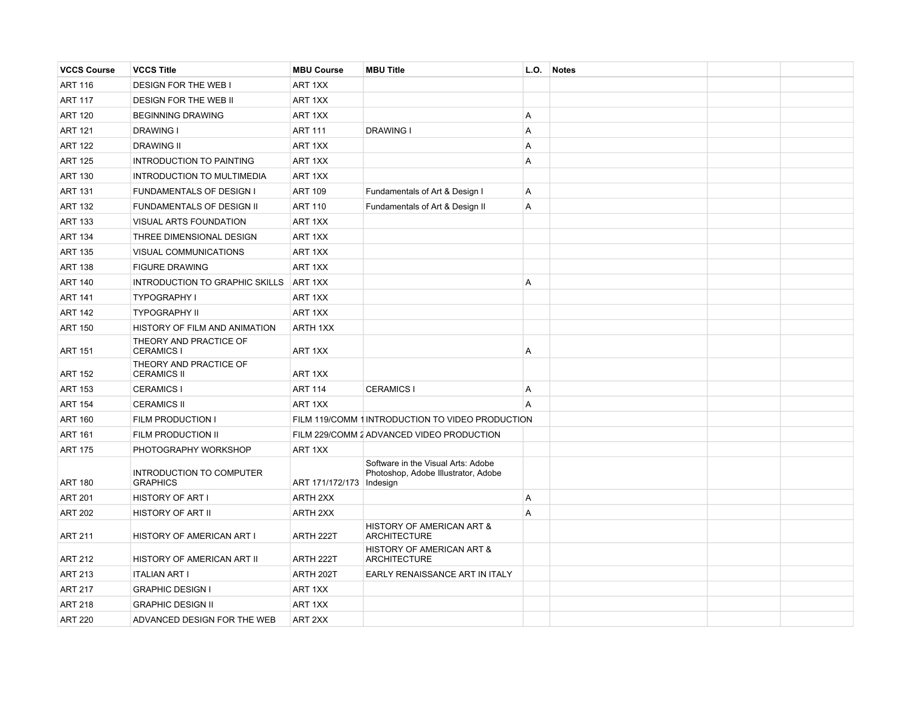| VCCS Course | VCCS Title | MBU Course | MBU Title | L.O. | Notes | | |
|---|---|---|---|---|---|---|---|
| ART 116 | DESIGN FOR THE WEB I | ART 1XX | | | | | |
| ART 117 | DESIGN FOR THE WEB II | ART 1XX | | | | | |
| ART 120 | BEGINNING DRAWING | ART 1XX | | A | | | |
| ART 121 | DRAWING I | ART 111 | DRAWING I | A | | | |
| ART 122 | DRAWING II | ART 1XX | | A | | | |
| ART 125 | INTRODUCTION TO PAINTING | ART 1XX | | A | | | |
| ART 130 | INTRODUCTION TO MULTIMEDIA | ART 1XX | | | | | |
| ART 131 | FUNDAMENTALS OF DESIGN I | ART 109 | Fundamentals of Art & Design I | A | | | |
| ART 132 | FUNDAMENTALS OF DESIGN II | ART 110 | Fundamentals of Art & Design II | A | | | |
| ART 133 | VISUAL ARTS FOUNDATION | ART 1XX | | | | | |
| ART 134 | THREE DIMENSIONAL DESIGN | ART 1XX | | | | | |
| ART 135 | VISUAL COMMUNICATIONS | ART 1XX | | | | | |
| ART 138 | FIGURE DRAWING | ART 1XX | | | | | |
| ART 140 | INTRODUCTION TO GRAPHIC SKILLS | ART 1XX | | A | | | |
| ART 141 | TYPOGRAPHY I | ART 1XX | | | | | |
| ART 142 | TYPOGRAPHY II | ART 1XX | | | | | |
| ART 150 | HISTORY OF FILM AND ANIMATION | ARTH 1XX | | | | | |
| ART 151 | THEORY AND PRACTICE OF CERAMICS I | ART 1XX | | A | | | |
| ART 152 | THEORY AND PRACTICE OF CERAMICS II | ART 1XX | | | | | |
| ART 153 | CERAMICS I | ART 114 | CERAMICS I | A | | | |
| ART 154 | CERAMICS II | ART 1XX | | A | | | |
| ART 160 | FILM PRODUCTION I | FILM 119/COMM 1 | INTRODUCTION TO VIDEO PRODUCTION | | | | |
| ART 161 | FILM PRODUCTION II | FILM 229/COMM 2 | ADVANCED VIDEO PRODUCTION | | | | |
| ART 175 | PHOTOGRAPHY WORKSHOP | ART 1XX | | | | | |
| ART 180 | INTRODUCTION TO COMPUTER GRAPHICS | ART 171/172/173 | Software in the Visual Arts: Adobe Photoshop, Adobe Illustrator, Adobe Indesign | | | | |
| ART 201 | HISTORY OF ART I | ARTH 2XX | | A | | | |
| ART 202 | HISTORY OF ART II | ARTH 2XX | | A | | | |
| ART 211 | HISTORY OF AMERICAN ART I | ARTH 222T | HISTORY OF AMERICAN ART & ARCHITECTURE | | | | |
| ART 212 | HISTORY OF AMERICAN ART II | ARTH 222T | HISTORY OF AMERICAN ART & ARCHITECTURE | | | | |
| ART 213 | ITALIAN ART I | ARTH 202T | EARLY RENAISSANCE ART IN ITALY | | | | |
| ART 217 | GRAPHIC DESIGN I | ART 1XX | | | | | |
| ART 218 | GRAPHIC DESIGN II | ART 1XX | | | | | |
| ART 220 | ADVANCED DESIGN FOR THE WEB | ART 2XX | | | | | |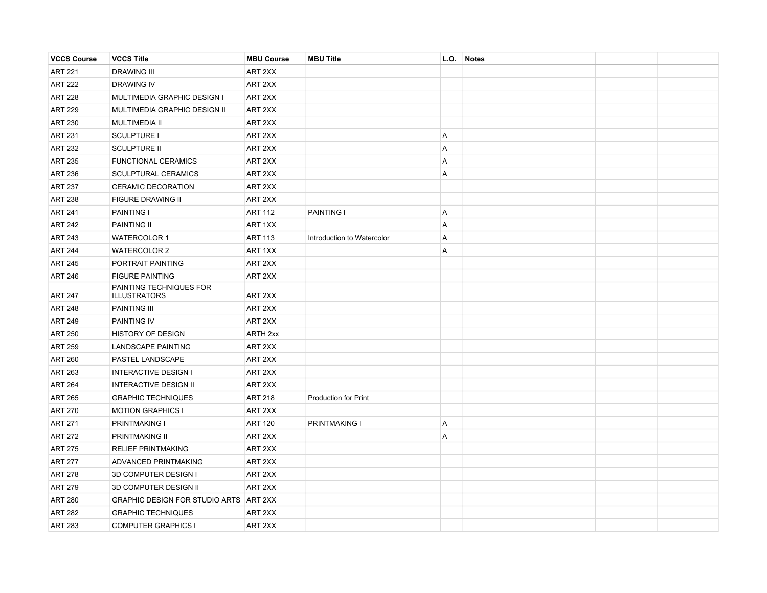| VCCS Course | VCCS Title | MBU Course | MBU Title | L.O. | Notes | | |
|---|---|---|---|---|---|---|---|
| ART 221 | DRAWING III | ART 2XX | | | | | |
| ART 222 | DRAWING IV | ART 2XX | | | | | |
| ART 228 | MULTIMEDIA GRAPHIC DESIGN I | ART 2XX | | | | | |
| ART 229 | MULTIMEDIA GRAPHIC DESIGN II | ART 2XX | | | | | |
| ART 230 | MULTIMEDIA II | ART 2XX | | | | | |
| ART 231 | SCULPTURE I | ART 2XX | | A | | | |
| ART 232 | SCULPTURE II | ART 2XX | | A | | | |
| ART 235 | FUNCTIONAL CERAMICS | ART 2XX | | A | | | |
| ART 236 | SCULPTURAL CERAMICS | ART 2XX | | A | | | |
| ART 237 | CERAMIC DECORATION | ART 2XX | | | | | |
| ART 238 | FIGURE DRAWING II | ART 2XX | | | | | |
| ART 241 | PAINTING I | ART 112 | PAINTING I | A | | | |
| ART 242 | PAINTING II | ART 1XX | | A | | | |
| ART 243 | WATERCOLOR 1 | ART 113 | Introduction to Watercolor | A | | | |
| ART 244 | WATERCOLOR 2 | ART 1XX | | A | | | |
| ART 245 | PORTRAIT PAINTING | ART 2XX | | | | | |
| ART 246 | FIGURE PAINTING | ART 2XX | | | | | |
| ART 247 | PAINTING TECHNIQUES FOR ILLUSTRATORS | ART 2XX | | | | | |
| ART 248 | PAINTING III | ART 2XX | | | | | |
| ART 249 | PAINTING IV | ART 2XX | | | | | |
| ART 250 | HISTORY OF DESIGN | ARTH 2xx | | | | | |
| ART 259 | LANDSCAPE PAINTING | ART 2XX | | | | | |
| ART 260 | PASTEL LANDSCAPE | ART 2XX | | | | | |
| ART 263 | INTERACTIVE DESIGN I | ART 2XX | | | | | |
| ART 264 | INTERACTIVE DESIGN II | ART 2XX | | | | | |
| ART 265 | GRAPHIC TECHNIQUES | ART 218 | Production for Print | | | | |
| ART 270 | MOTION GRAPHICS I | ART 2XX | | | | | |
| ART 271 | PRINTMAKING I | ART 120 | PRINTMAKING I | A | | | |
| ART 272 | PRINTMAKING II | ART 2XX | | A | | | |
| ART 275 | RELIEF PRINTMAKING | ART 2XX | | | | | |
| ART 277 | ADVANCED PRINTMAKING | ART 2XX | | | | | |
| ART 278 | 3D COMPUTER DESIGN I | ART 2XX | | | | | |
| ART 279 | 3D COMPUTER DESIGN II | ART 2XX | | | | | |
| ART 280 | GRAPHIC DESIGN FOR STUDIO ARTS | ART 2XX | | | | | |
| ART 282 | GRAPHIC TECHNIQUES | ART 2XX | | | | | |
| ART 283 | COMPUTER GRAPHICS I | ART 2XX | | | | | |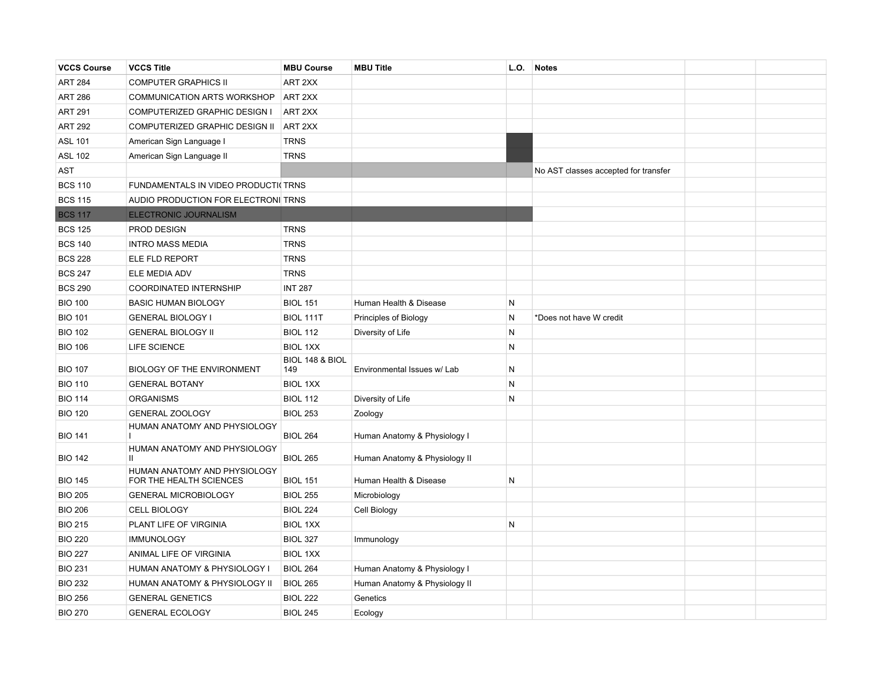| VCCS Course | VCCS Title | MBU Course | MBU Title | L.O. | Notes | | |
|---|---|---|---|---|---|---|---|
| ART 284 | COMPUTER GRAPHICS II | ART 2XX | | | | | |
| ART 286 | COMMUNICATION ARTS WORKSHOP | ART 2XX | | | | | |
| ART 291 | COMPUTERIZED GRAPHIC DESIGN I | ART 2XX | | | | | |
| ART 292 | COMPUTERIZED GRAPHIC DESIGN II | ART 2XX | | | | | |
| ASL 101 | American Sign Language I | TRNS | | | | | |
| ASL 102 | American Sign Language II | TRNS | | | | | |
| AST | | | | | No AST classes accepted for transfer | | |
| BCS 110 | FUNDAMENTALS IN VIDEO PRODUCTI | TRNS | | | | | |
| BCS 115 | AUDIO PRODUCTION FOR ELECTRONI | TRNS | | | | | |
| BCS 117 | ELECTRONIC JOURNALISM | | | | | | |
| BCS 125 | PROD DESIGN | TRNS | | | | | |
| BCS 140 | INTRO MASS MEDIA | TRNS | | | | | |
| BCS 228 | ELE FLD REPORT | TRNS | | | | | |
| BCS 247 | ELE MEDIA ADV | TRNS | | | | | |
| BCS 290 | COORDINATED INTERNSHIP | INT 287 | | | | | |
| BIO 100 | BASIC HUMAN BIOLOGY | BIOL 151 | Human Health & Disease | N | | | |
| BIO 101 | GENERAL BIOLOGY I | BIOL 111T | Principles of Biology | N | *Does not have W credit | | |
| BIO 102 | GENERAL BIOLOGY II | BIOL 112 | Diversity of Life | N | | | |
| BIO 106 | LIFE SCIENCE | BIOL 1XX | | N | | | |
| BIO 107 | BIOLOGY OF THE ENVIRONMENT | BIOL 148 & BIOL 149 | Environmental Issues w/ Lab | N | | | |
| BIO 110 | GENERAL BOTANY | BIOL 1XX | | N | | | |
| BIO 114 | ORGANISMS | BIOL 112 | Diversity of Life | N | | | |
| BIO 120 | GENERAL ZOOLOGY | BIOL 253 | Zoology | | | | |
| BIO 141 | HUMAN ANATOMY AND PHYSIOLOGY I | BIOL 264 | Human Anatomy & Physiology I | | | | |
| BIO 142 | HUMAN ANATOMY AND PHYSIOLOGY II | BIOL 265 | Human Anatomy & Physiology II | | | | |
| BIO 145 | HUMAN ANATOMY AND PHYSIOLOGY FOR THE HEALTH SCIENCES | BIOL 151 | Human Health & Disease | N | | | |
| BIO 205 | GENERAL MICROBIOLOGY | BIOL 255 | Microbiology | | | | |
| BIO 206 | CELL BIOLOGY | BIOL 224 | Cell Biology | | | | |
| BIO 215 | PLANT LIFE OF VIRGINIA | BIOL 1XX | | N | | | |
| BIO 220 | IMMUNOLOGY | BIOL 327 | Immunology | | | | |
| BIO 227 | ANIMAL LIFE OF VIRGINIA | BIOL 1XX | | | | | |
| BIO 231 | HUMAN ANATOMY & PHYSIOLOGY I | BIOL 264 | Human Anatomy & Physiology I | | | | |
| BIO 232 | HUMAN ANATOMY & PHYSIOLOGY II | BIOL 265 | Human Anatomy & Physiology II | | | | |
| BIO 256 | GENERAL GENETICS | BIOL 222 | Genetics | | | | |
| BIO 270 | GENERAL ECOLOGY | BIOL 245 | Ecology | | | | |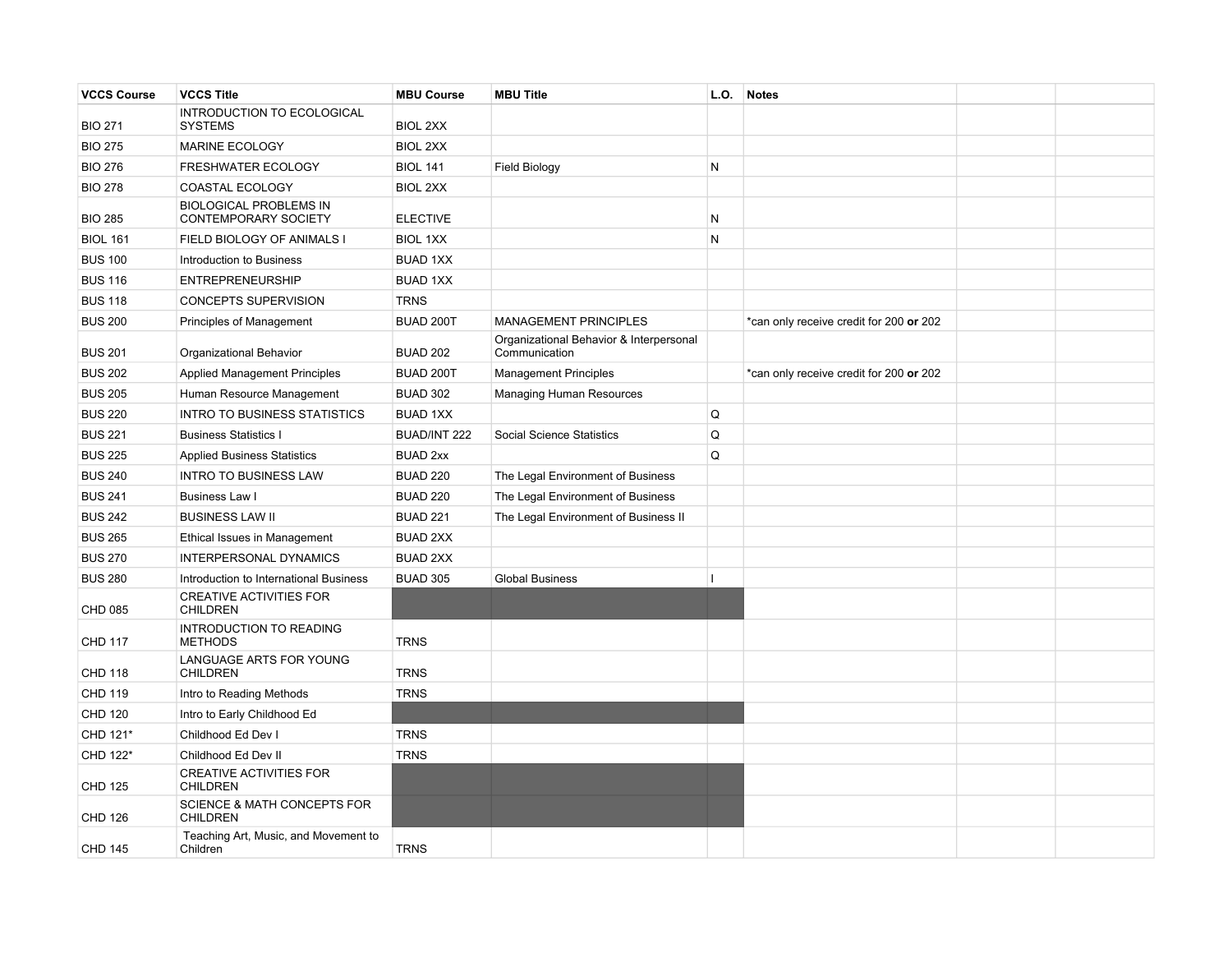| VCCS Course | VCCS Title | MBU Course | MBU Title | L.O. | Notes | | |
|---|---|---|---|---|---|---|---|
| BIO 271 | INTRODUCTION TO ECOLOGICAL SYSTEMS | BIOL 2XX | | | | | |
| BIO 275 | MARINE ECOLOGY | BIOL 2XX | | | | | |
| BIO 276 | FRESHWATER ECOLOGY | BIOL 141 | Field Biology | N | | | |
| BIO 278 | COASTAL ECOLOGY | BIOL 2XX | | | | | |
| BIO 285 | BIOLOGICAL PROBLEMS IN CONTEMPORARY SOCIETY | ELECTIVE | | N | | | |
| BIOL 161 | FIELD BIOLOGY OF ANIMALS I | BIOL 1XX | | N | | | |
| BUS 100 | Introduction to Business | BUAD 1XX | | | | | |
| BUS 116 | ENTREPRENEURSHIP | BUAD 1XX | | | | | |
| BUS 118 | CONCEPTS SUPERVISION | TRNS | | | | | |
| BUS 200 | Principles of Management | BUAD 200T | MANAGEMENT PRINCIPLES | | *can only receive credit for 200 **or** 202 | | |
| BUS 201 | Organizational Behavior | BUAD 202 | Organizational Behavior & Interpersonal Communication | | | | |
| BUS 202 | Applied Management Principles | BUAD 200T | Management Principles | | *can only receive credit for 200 **or** 202 | | |
| BUS 205 | Human Resource Management | BUAD 302 | Managing Human Resources | | | | |
| BUS 220 | INTRO TO BUSINESS STATISTICS | BUAD 1XX | | Q | | | |
| BUS 221 | Business Statistics I | BUAD/INT 222 | Social Science Statistics | Q | | | |
| BUS 225 | Applied Business Statistics | BUAD 2xx | | Q | | | |
| BUS 240 | INTRO TO BUSINESS LAW | BUAD 220 | The Legal Environment of Business | | | | |
| BUS 241 | Business Law I | BUAD 220 | The Legal Environment of Business | | | | |
| BUS 242 | BUSINESS LAW II | BUAD 221 | The Legal Environment of Business II | | | | |
| BUS 265 | Ethical Issues in Management | BUAD 2XX | | | | | |
| BUS 270 | INTERPERSONAL DYNAMICS | BUAD 2XX | | | | | |
| BUS 280 | Introduction to International Business | BUAD 305 | Global Business | I | | | |
| CHD 085 | CREATIVE ACTIVITIES FOR CHILDREN | | | | | | |
| CHD 117 | INTRODUCTION TO READING METHODS | TRNS | | | | | |
| CHD 118 | LANGUAGE ARTS FOR YOUNG CHILDREN | TRNS | | | | | |
| CHD 119 | Intro to Reading Methods | TRNS | | | | | |
| CHD 120 | Intro to Early Childhood Ed | | | | | | |
| CHD 121* | Childhood Ed Dev I | TRNS | | | | | |
| CHD 122* | Childhood Ed Dev II | TRNS | | | | | |
| CHD 125 | CREATIVE ACTIVITIES FOR CHILDREN | | | | | | |
| CHD 126 | SCIENCE & MATH CONCEPTS FOR CHILDREN | | | | | | |
| CHD 145 | Teaching Art, Music, and Movement to Children | TRNS | | | | | |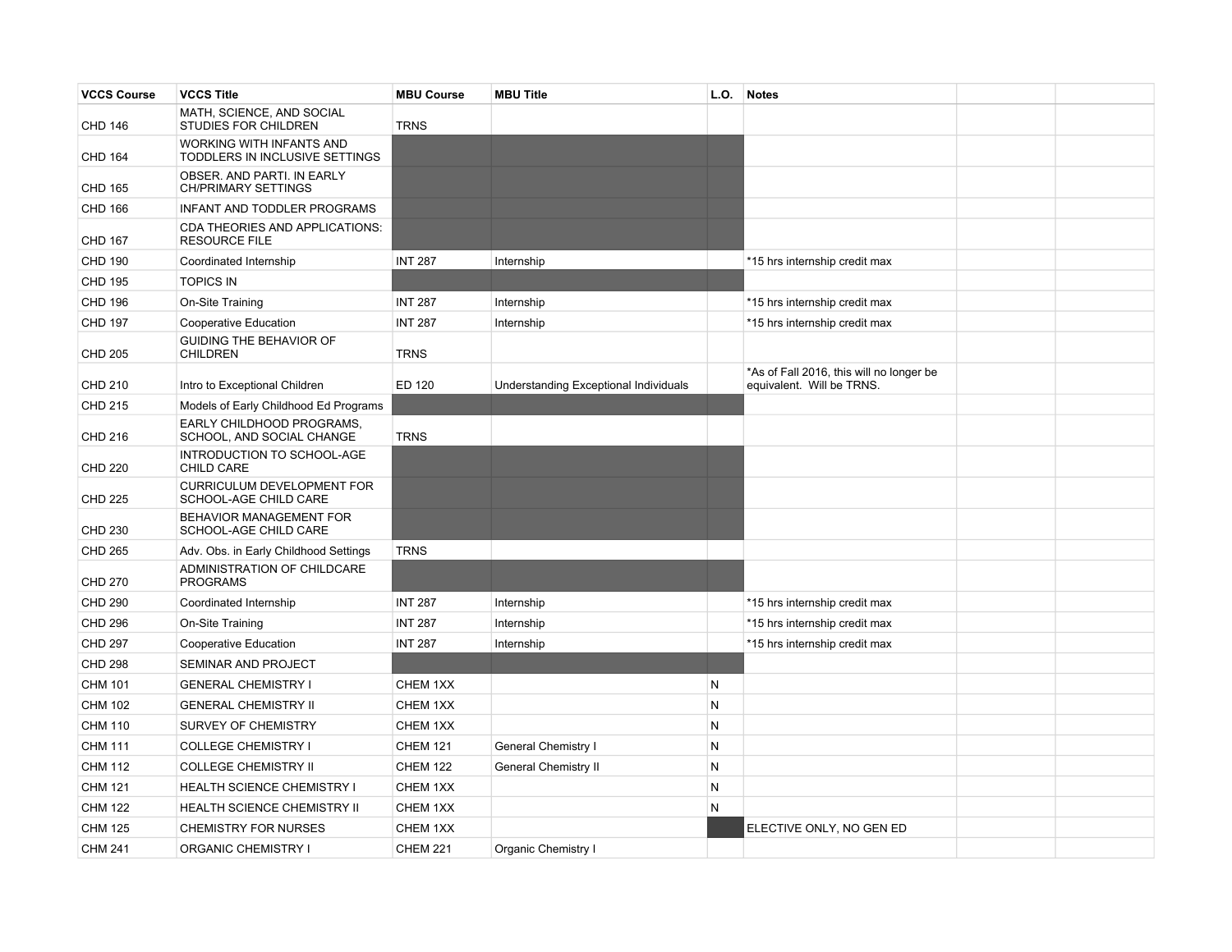| VCCS Course | VCCS Title | MBU Course | MBU Title | L.O. | Notes | | |
|---|---|---|---|---|---|---|---|
| CHD 146 | MATH, SCIENCE, AND SOCIAL STUDIES FOR CHILDREN | TRNS | | | | | |
| CHD 164 | WORKING WITH INFANTS AND TODDLERS IN INCLUSIVE SETTINGS | | | | | | |
| CHD 165 | OBSER. AND PARTI. IN EARLY CH/PRIMARY SETTINGS | | | | | | |
| CHD 166 | INFANT AND TODDLER PROGRAMS | | | | | | |
| CHD 167 | CDA THEORIES AND APPLICATIONS: RESOURCE FILE | | | | | | |
| CHD 190 | Coordinated Internship | INT 287 | Internship | | *15 hrs internship credit max | | |
| CHD 195 | TOPICS IN | | | | | | |
| CHD 196 | On-Site Training | INT 287 | Internship | | *15 hrs internship credit max | | |
| CHD 197 | Cooperative Education | INT 287 | Internship | | *15 hrs internship credit max | | |
| CHD 205 | GUIDING THE BEHAVIOR OF CHILDREN | TRNS | | | | | |
| CHD 210 | Intro to Exceptional Children | ED 120 | Understanding Exceptional Individuals | | *As of Fall 2016, this will no longer be equivalent. Will be TRNS. | | |
| CHD 215 | Models of Early Childhood Ed Programs | | | | | | |
| CHD 216 | EARLY CHILDHOOD PROGRAMS, SCHOOL, AND SOCIAL CHANGE | TRNS | | | | | |
| CHD 220 | INTRODUCTION TO SCHOOL-AGE CHILD CARE | | | | | | |
| CHD 225 | CURRICULUM DEVELOPMENT FOR SCHOOL-AGE CHILD CARE | | | | | | |
| CHD 230 | BEHAVIOR MANAGEMENT FOR SCHOOL-AGE CHILD CARE | | | | | | |
| CHD 265 | Adv. Obs. in Early Childhood Settings | TRNS | | | | | |
| CHD 270 | ADMINISTRATION OF CHILDCARE PROGRAMS | | | | | | |
| CHD 290 | Coordinated Internship | INT 287 | Internship | | *15 hrs internship credit max | | |
| CHD 296 | On-Site Training | INT 287 | Internship | | *15 hrs internship credit max | | |
| CHD 297 | Cooperative Education | INT 287 | Internship | | *15 hrs internship credit max | | |
| CHD 298 | SEMINAR AND PROJECT | | | | | | |
| CHM 101 | GENERAL CHEMISTRY I | CHEM 1XX | | N | | | |
| CHM 102 | GENERAL CHEMISTRY II | CHEM 1XX | | N | | | |
| CHM 110 | SURVEY OF CHEMISTRY | CHEM 1XX | | N | | | |
| CHM 111 | COLLEGE CHEMISTRY I | CHEM 121 | General Chemistry I | N | | | |
| CHM 112 | COLLEGE CHEMISTRY II | CHEM 122 | General Chemistry II | N | | | |
| CHM 121 | HEALTH SCIENCE CHEMISTRY I | CHEM 1XX | | N | | | |
| CHM 122 | HEALTH SCIENCE CHEMISTRY II | CHEM 1XX | | N | | | |
| CHM 125 | CHEMISTRY FOR NURSES | CHEM 1XX | | | ELECTIVE ONLY, NO GEN ED | | |
| CHM 241 | ORGANIC CHEMISTRY I | CHEM 221 | Organic Chemistry I | | | | |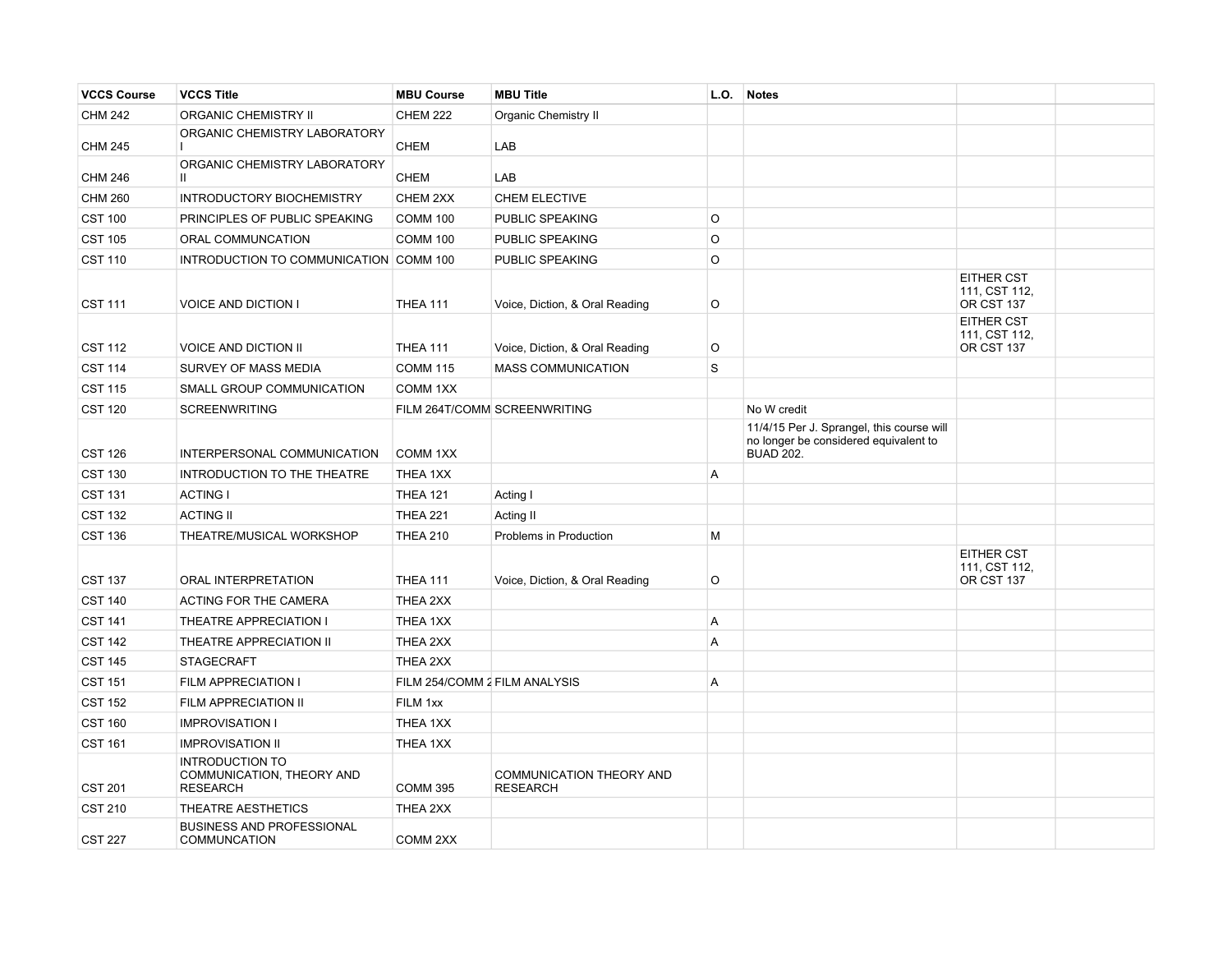| VCCS Course | VCCS Title | MBU Course | MBU Title | L.O. | Notes | | |
|---|---|---|---|---|---|---|---|
| CHM 242 | ORGANIC CHEMISTRY II | CHEM 222 | Organic Chemistry II | | | | |
| CHM 245 | ORGANIC CHEMISTRY LABORATORY I | CHEM | LAB | | | | |
| CHM 246 | ORGANIC CHEMISTRY LABORATORY II | CHEM | LAB | | | | |
| CHM 260 | INTRODUCTORY BIOCHEMISTRY | CHEM 2XX | CHEM ELECTIVE | | | | |
| CST 100 | PRINCIPLES OF PUBLIC SPEAKING | COMM 100 | PUBLIC SPEAKING | O | | | |
| CST 105 | ORAL COMMUNCATION | COMM 100 | PUBLIC SPEAKING | O | | | |
| CST 110 | INTRODUCTION TO COMMUNICATION | COMM 100 | PUBLIC SPEAKING | O | | | |
| CST 111 | VOICE AND DICTION I | THEA 111 | Voice, Diction, & Oral Reading | O | | EITHER CST 111, CST 112, OR CST 137 | |
| CST 112 | VOICE AND DICTION II | THEA 111 | Voice, Diction, & Oral Reading | O | | EITHER CST 111, CST 112, OR CST 137 | |
| CST 114 | SURVEY OF MASS MEDIA | COMM 115 | MASS COMMUNICATION | S | | | |
| CST 115 | SMALL GROUP COMMUNICATION | COMM 1XX | | | | | |
| CST 120 | SCREENWRITING | FILM 264T/COMM | SCREENWRITING | | No W credit | | |
| CST 126 | INTERPERSONAL COMMUNICATION | COMM 1XX | | | 11/4/15 Per J. Sprangel, this course will no longer be considered equivalent to BUAD 202. | | |
| CST 130 | INTRODUCTION TO THE THEATRE | THEA 1XX | | A | | | |
| CST 131 | ACTING I | THEA 121 | Acting I | | | | |
| CST 132 | ACTING II | THEA 221 | Acting II | | | | |
| CST 136 | THEATRE/MUSICAL WORKSHOP | THEA 210 | Problems in Production | M | | | |
| CST 137 | ORAL INTERPRETATION | THEA 111 | Voice, Diction, & Oral Reading | O | | EITHER CST 111, CST 112, OR CST 137 | |
| CST 140 | ACTING FOR THE CAMERA | THEA 2XX | | | | | |
| CST 141 | THEATRE APPRECIATION I | THEA 1XX | | A | | | |
| CST 142 | THEATRE APPRECIATION II | THEA 2XX | | A | | | |
| CST 145 | STAGECRAFT | THEA 2XX | | | | | |
| CST 151 | FILM APPRECIATION I | FILM 254/COMM 2 | FILM ANALYSIS | A | | | |
| CST 152 | FILM APPRECIATION II | FILM 1xx | | | | | |
| CST 160 | IMPROVISATION I | THEA 1XX | | | | | |
| CST 161 | IMPROVISATION II | THEA 1XX | | | | | |
| CST 201 | INTRODUCTION TO COMMUNICATION, THEORY AND RESEARCH | COMM 395 | COMMUNICATION THEORY AND RESEARCH | | | | |
| CST 210 | THEATRE AESTHETICS | THEA 2XX | | | | | |
| CST 227 | BUSINESS AND PROFESSIONAL COMMUNCATION | COMM 2XX | | | | | |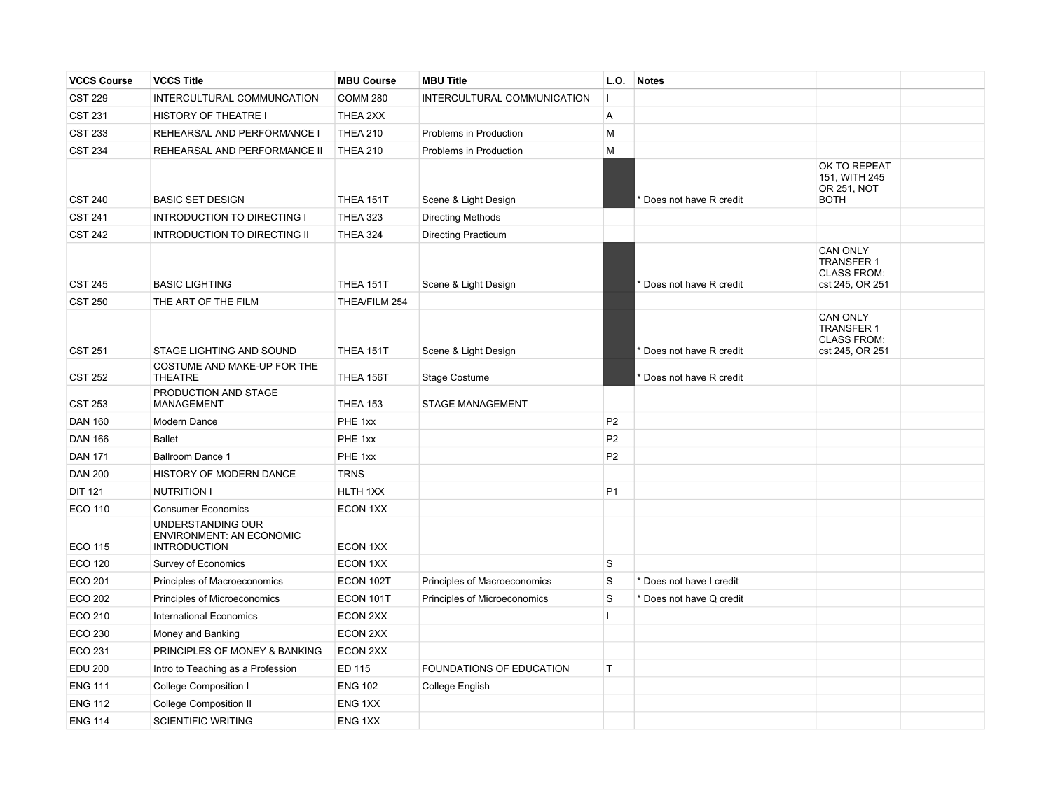| VCCS Course | VCCS Title | MBU Course | MBU Title | L.O. | Notes | | |
|---|---|---|---|---|---|---|---|
| CST 229 | INTERCULTURAL COMMUNCATION | COMM 280 | INTERCULTURAL COMMUNICATION | I | | | |
| CST 231 | HISTORY OF THEATRE I | THEA 2XX | | A | | | |
| CST 233 | REHEARSAL AND PERFORMANCE I | THEA 210 | Problems in Production | M | | | |
| CST 234 | REHEARSAL AND PERFORMANCE II | THEA 210 | Problems in Production | M | | | |
| CST 240 | BASIC SET DESIGN | THEA 151T | Scene & Light Design | | * Does not have R credit | OK TO REPEAT 151, WITH 245 OR 251, NOT BOTH | |
| CST 241 | INTRODUCTION TO DIRECTING I | THEA 323 | Directing Methods | | | | |
| CST 242 | INTRODUCTION TO DIRECTING II | THEA 324 | Directing Practicum | | | | |
| CST 245 | BASIC LIGHTING | THEA 151T | Scene & Light Design | | * Does not have R credit | CAN ONLY TRANSFER 1 CLASS FROM: cst 245, OR 251 | |
| CST 250 | THE ART OF THE FILM | THEA/FILM 254 | | | | | |
| CST 251 | STAGE LIGHTING AND SOUND | THEA 151T | Scene & Light Design | | * Does not have R credit | CAN ONLY TRANSFER 1 CLASS FROM: cst 245, OR 251 | |
| CST 252 | COSTUME AND MAKE-UP FOR THE THEATRE | THEA 156T | Stage Costume | | * Does not have R credit | | |
| CST 253 | PRODUCTION AND STAGE MANAGEMENT | THEA 153 | STAGE MANAGEMENT | | | | |
| DAN 160 | Modern Dance | PHE 1xx | | P2 | | | |
| DAN 166 | Ballet | PHE 1xx | | P2 | | | |
| DAN 171 | Ballroom Dance 1 | PHE 1xx | | P2 | | | |
| DAN 200 | HISTORY OF MODERN DANCE | TRNS | | | | | |
| DIT 121 | NUTRITION I | HLTH 1XX | | P1 | | | |
| ECO 110 | Consumer Economics | ECON 1XX | | | | | |
| ECO 115 | UNDERSTANDING OUR ENVIRONMENT: AN ECONOMIC INTRODUCTION | ECON 1XX | | | | | |
| ECO 120 | Survey of Economics | ECON 1XX | | S | | | |
| ECO 201 | Principles of Macroeconomics | ECON 102T | Principles of Macroeconomics | S | * Does not have I credit | | |
| ECO 202 | Principles of Microeconomics | ECON 101T | Principles of Microeconomics | S | * Does not have Q credit | | |
| ECO 210 | International Economics | ECON 2XX | | I | | | |
| ECO 230 | Money and Banking | ECON 2XX | | | | | |
| ECO 231 | PRINCIPLES OF MONEY & BANKING | ECON 2XX | | | | | |
| EDU 200 | Intro to Teaching as a Profession | ED 115 | FOUNDATIONS OF EDUCATION | T | | | |
| ENG 111 | College Composition I | ENG 102 | College English | | | | |
| ENG 112 | College Composition II | ENG 1XX | | | | | |
| ENG 114 | SCIENTIFIC WRITING | ENG 1XX | | | | | |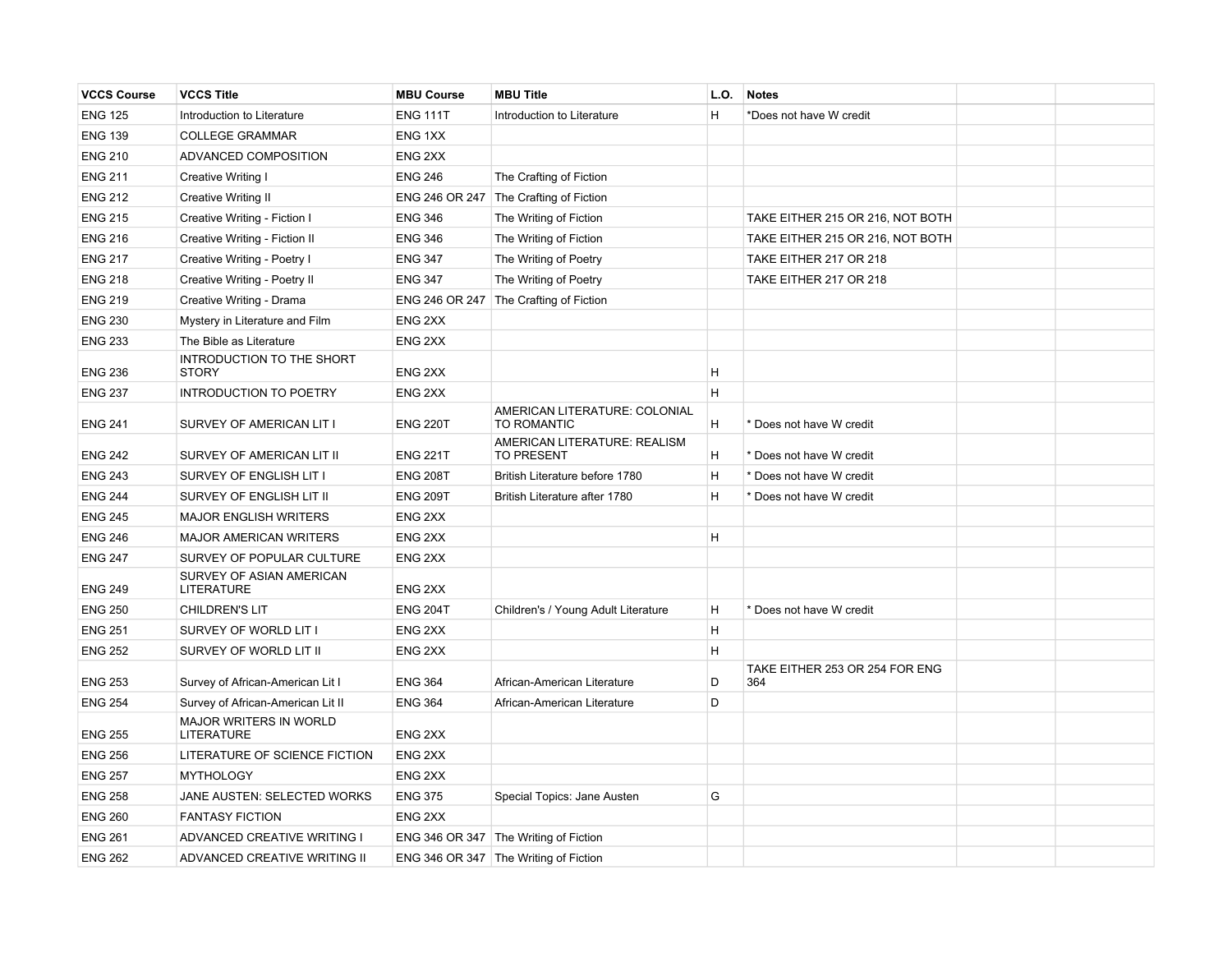| VCCS Course | VCCS Title | MBU Course | MBU Title | L.O. | Notes | | |
|---|---|---|---|---|---|---|---|
| ENG 125 | Introduction to Literature | ENG 111T | Introduction to Literature | H | *Does not have W credit | | |
| ENG 139 | COLLEGE GRAMMAR | ENG 1XX | | | | | |
| ENG 210 | ADVANCED COMPOSITION | ENG 2XX | | | | | |
| ENG 211 | Creative Writing I | ENG 246 | The Crafting of Fiction | | | | |
| ENG 212 | Creative Writing II | ENG 246 OR 247 | The Crafting of Fiction | | | | |
| ENG 215 | Creative Writing - Fiction I | ENG 346 | The Writing of Fiction | | TAKE EITHER 215 OR 216, NOT BOTH | | |
| ENG 216 | Creative Writing - Fiction II | ENG 346 | The Writing of Fiction | | TAKE EITHER 215 OR 216, NOT BOTH | | |
| ENG 217 | Creative Writing - Poetry I | ENG 347 | The Writing of Poetry | | TAKE EITHER 217 OR 218 | | |
| ENG 218 | Creative Writing - Poetry II | ENG 347 | The Writing of Poetry | | TAKE EITHER 217 OR 218 | | |
| ENG 219 | Creative Writing - Drama | ENG 246 OR 247 | The Crafting of Fiction | | | | |
| ENG 230 | Mystery in Literature and Film | ENG 2XX | | | | | |
| ENG 233 | The Bible as Literature | ENG 2XX | | | | | |
| ENG 236 | INTRODUCTION TO THE SHORT STORY | ENG 2XX | | H | | | |
| ENG 237 | INTRODUCTION TO POETRY | ENG 2XX | | H | | | |
| ENG 241 | SURVEY OF AMERICAN LIT I | ENG 220T | AMERICAN LITERATURE: COLONIAL TO ROMANTIC | H | * Does not have W credit | | |
| ENG 242 | SURVEY OF AMERICAN LIT II | ENG 221T | AMERICAN LITERATURE: REALISM TO PRESENT | H | * Does not have W credit | | |
| ENG 243 | SURVEY OF ENGLISH LIT I | ENG 208T | British Literature before 1780 | H | * Does not have W credit | | |
| ENG 244 | SURVEY OF ENGLISH LIT II | ENG 209T | British Literature after 1780 | H | * Does not have W credit | | |
| ENG 245 | MAJOR ENGLISH WRITERS | ENG 2XX | | | | | |
| ENG 246 | MAJOR AMERICAN WRITERS | ENG 2XX | | H | | | |
| ENG 247 | SURVEY OF POPULAR CULTURE | ENG 2XX | | | | | |
| ENG 249 | SURVEY OF ASIAN AMERICAN LITERATURE | ENG 2XX | | | | | |
| ENG 250 | CHILDREN'S LIT | ENG 204T | Children's / Young Adult Literature | H | * Does not have W credit | | |
| ENG 251 | SURVEY OF WORLD LIT I | ENG 2XX | | H | | | |
| ENG 252 | SURVEY OF WORLD LIT II | ENG 2XX | | H | | | |
| ENG 253 | Survey of African-American Lit I | ENG 364 | African-American Literature | D | TAKE EITHER 253 OR 254 FOR ENG 364 | | |
| ENG 254 | Survey of African-American Lit II | ENG 364 | African-American Literature | D | | | |
| ENG 255 | MAJOR WRITERS IN WORLD LITERATURE | ENG 2XX | | | | | |
| ENG 256 | LITERATURE OF SCIENCE FICTION | ENG 2XX | | | | | |
| ENG 257 | MYTHOLOGY | ENG 2XX | | | | | |
| ENG 258 | JANE AUSTEN: SELECTED WORKS | ENG 375 | Special Topics: Jane Austen | G | | | |
| ENG 260 | FANTASY FICTION | ENG 2XX | | | | | |
| ENG 261 | ADVANCED CREATIVE WRITING I | ENG 346 OR 347 | The Writing of Fiction | | | | |
| ENG 262 | ADVANCED CREATIVE WRITING II | ENG 346 OR 347 | The Writing of Fiction | | | | |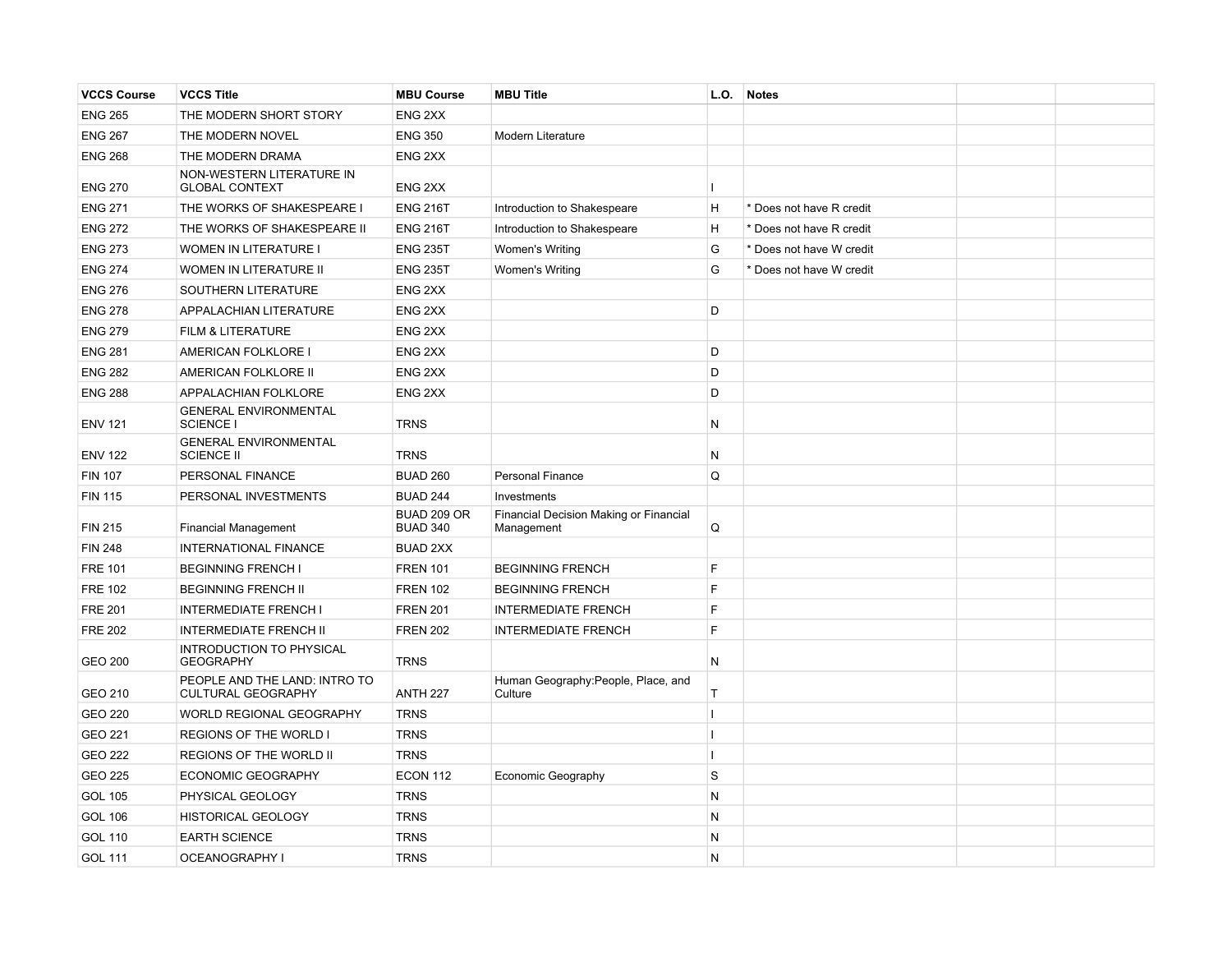| VCCS Course | VCCS Title | MBU Course | MBU Title | L.O. | Notes | | |
|---|---|---|---|---|---|---|---|
| ENG 265 | THE MODERN SHORT STORY | ENG 2XX | | | | | |
| ENG 267 | THE MODERN NOVEL | ENG 350 | Modern Literature | | | | |
| ENG 268 | THE MODERN DRAMA | ENG 2XX | | | | | |
| ENG 270 | NON-WESTERN LITERATURE IN GLOBAL CONTEXT | ENG 2XX | | I | | | |
| ENG 271 | THE WORKS OF SHAKESPEARE I | ENG 216T | Introduction to Shakespeare | H | * Does not have R credit | | |
| ENG 272 | THE WORKS OF SHAKESPEARE II | ENG 216T | Introduction to Shakespeare | H | * Does not have R credit | | |
| ENG 273 | WOMEN IN LITERATURE I | ENG 235T | Women's Writing | G | * Does not have W credit | | |
| ENG 274 | WOMEN IN LITERATURE II | ENG 235T | Women's Writing | G | * Does not have W credit | | |
| ENG 276 | SOUTHERN LITERATURE | ENG 2XX | | | | | |
| ENG 278 | APPALACHIAN LITERATURE | ENG 2XX | | D | | | |
| ENG 279 | FILM & LITERATURE | ENG 2XX | | | | | |
| ENG 281 | AMERICAN FOLKLORE I | ENG 2XX | | D | | | |
| ENG 282 | AMERICAN FOLKLORE II | ENG 2XX | | D | | | |
| ENG 288 | APPALACHIAN FOLKLORE | ENG 2XX | | D | | | |
| ENV 121 | GENERAL ENVIRONMENTAL SCIENCE I | TRNS | | N | | | |
| ENV 122 | GENERAL ENVIRONMENTAL SCIENCE II | TRNS | | N | | | |
| FIN 107 | PERSONAL FINANCE | BUAD 260 | Personal Finance | Q | | | |
| FIN 115 | PERSONAL INVESTMENTS | BUAD 244 | Investments | | | | |
| FIN 215 | Financial Management | BUAD 209 OR BUAD 340 | Financial Decision Making or Financial Management | Q | | | |
| FIN 248 | INTERNATIONAL FINANCE | BUAD 2XX | | | | | |
| FRE 101 | BEGINNING FRENCH I | FREN 101 | BEGINNING FRENCH | F | | | |
| FRE 102 | BEGINNING FRENCH II | FREN 102 | BEGINNING FRENCH | F | | | |
| FRE 201 | INTERMEDIATE FRENCH I | FREN 201 | INTERMEDIATE FRENCH | F | | | |
| FRE 202 | INTERMEDIATE FRENCH II | FREN 202 | INTERMEDIATE FRENCH | F | | | |
| GEO 200 | INTRODUCTION TO PHYSICAL GEOGRAPHY | TRNS | | N | | | |
| GEO 210 | PEOPLE AND THE LAND: INTRO TO CULTURAL GEOGRAPHY | ANTH 227 | Human Geography:People, Place, and Culture | T | | | |
| GEO 220 | WORLD REGIONAL GEOGRAPHY | TRNS | | I | | | |
| GEO 221 | REGIONS OF THE WORLD I | TRNS | | I | | | |
| GEO 222 | REGIONS OF THE WORLD II | TRNS | | I | | | |
| GEO 225 | ECONOMIC GEOGRAPHY | ECON 112 | Economic Geography | S | | | |
| GOL 105 | PHYSICAL GEOLOGY | TRNS | | N | | | |
| GOL 106 | HISTORICAL GEOLOGY | TRNS | | N | | | |
| GOL 110 | EARTH SCIENCE | TRNS | | N | | | |
| GOL 111 | OCEANOGRAPHY I | TRNS | | N | | | |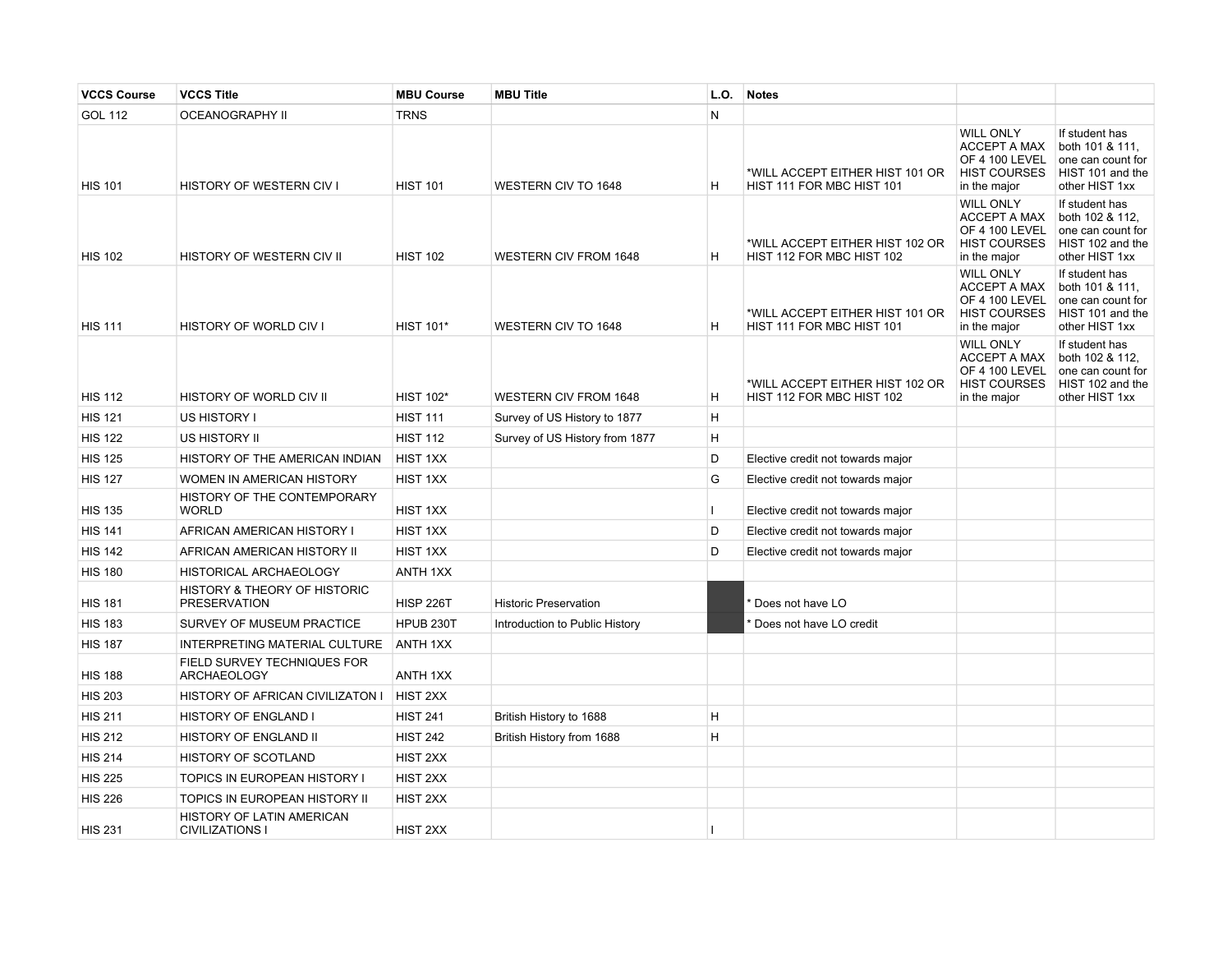| VCCS Course | VCCS Title | MBU Course | MBU Title | L.O. | Notes | | |
|---|---|---|---|---|---|---|---|
| GOL 112 | OCEANOGRAPHY II | TRNS | | N | | | |
| HIS 101 | HISTORY OF WESTERN CIV I | HIST 101 | WESTERN CIV TO 1648 | H | *WILL ACCEPT EITHER HIST 101 OR HIST 111 FOR MBC HIST 101 | WILL ONLY ACCEPT A MAX OF 4 100 LEVEL HIST COURSES in the major | If student has both 101 & 111, one can count for HIST 101 and the other HIST 1xx |
| HIS 102 | HISTORY OF WESTERN CIV II | HIST 102 | WESTERN CIV FROM 1648 | H | *WILL ACCEPT EITHER HIST 102 OR HIST 112 FOR MBC HIST 102 | WILL ONLY ACCEPT A MAX OF 4 100 LEVEL HIST COURSES in the major | If student has both 102 & 112, one can count for HIST 102 and the other HIST 1xx |
| HIS 111 | HISTORY OF WORLD CIV I | HIST 101* | WESTERN CIV TO 1648 | H | *WILL ACCEPT EITHER HIST 101 OR HIST 111 FOR MBC HIST 101 | WILL ONLY ACCEPT A MAX OF 4 100 LEVEL HIST COURSES in the major | If student has both 101 & 111, one can count for HIST 101 and the other HIST 1xx |
| HIS 112 | HISTORY OF WORLD CIV II | HIST 102* | WESTERN CIV FROM 1648 | H | *WILL ACCEPT EITHER HIST 102 OR HIST 112 FOR MBC HIST 102 | WILL ONLY ACCEPT A MAX OF 4 100 LEVEL HIST COURSES in the major | If student has both 102 & 112, one can count for HIST 102 and the other HIST 1xx |
| HIS 121 | US HISTORY I | HIST 111 | Survey of US History to 1877 | H | | | |
| HIS 122 | US HISTORY II | HIST 112 | Survey of US History from 1877 | H | | | |
| HIS 125 | HISTORY OF THE AMERICAN INDIAN | HIST 1XX | | D | Elective credit not towards major | | |
| HIS 127 | WOMEN IN AMERICAN HISTORY | HIST 1XX | | G | Elective credit not towards major | | |
| HIS 135 | HISTORY OF THE CONTEMPORARY WORLD | HIST 1XX | | I | Elective credit not towards major | | |
| HIS 141 | AFRICAN AMERICAN HISTORY I | HIST 1XX | | D | Elective credit not towards major | | |
| HIS 142 | AFRICAN AMERICAN HISTORY II | HIST 1XX | | D | Elective credit not towards major | | |
| HIS 180 | HISTORICAL ARCHAEOLOGY | ANTH 1XX | | | | | |
| HIS 181 | HISTORY & THEORY OF HISTORIC PRESERVATION | HISP 226T | Historic Preservation | | * Does not have LO | | |
| HIS 183 | SURVEY OF MUSEUM PRACTICE | HPUB 230T | Introduction to Public History | | * Does not have LO credit | | |
| HIS 187 | INTERPRETING MATERIAL CULTURE | ANTH 1XX | | | | | |
| HIS 188 | FIELD SURVEY TECHNIQUES FOR ARCHAEOLOGY | ANTH 1XX | | | | | |
| HIS 203 | HISTORY OF AFRICAN CIVILIZATON I | HIST 2XX | | | | | |
| HIS 211 | HISTORY OF ENGLAND I | HIST 241 | British History to 1688 | H | | | |
| HIS 212 | HISTORY OF ENGLAND II | HIST 242 | British History from 1688 | H | | | |
| HIS 214 | HISTORY OF SCOTLAND | HIST 2XX | | | | | |
| HIS 225 | TOPICS IN EUROPEAN HISTORY I | HIST 2XX | | | | | |
| HIS 226 | TOPICS IN EUROPEAN HISTORY II | HIST 2XX | | | | | |
| HIS 231 | HISTORY OF LATIN AMERICAN CIVILIZATIONS I | HIST 2XX | | I | | | |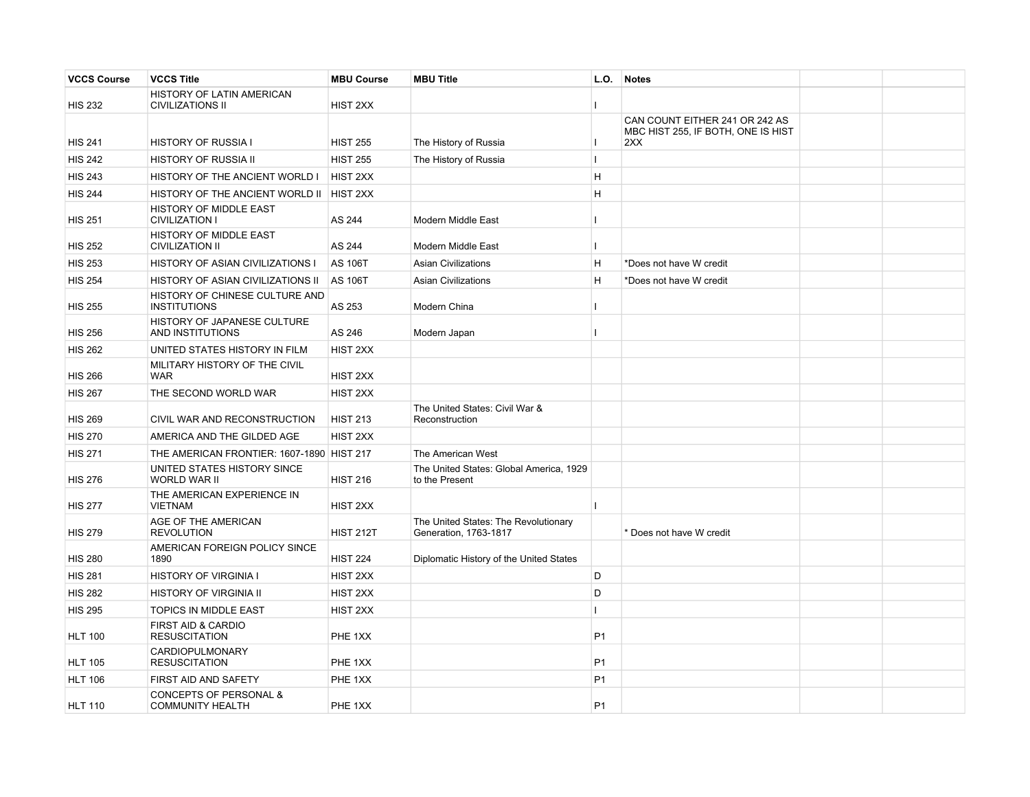| VCCS Course | VCCS Title | MBU Course | MBU Title | L.O. | Notes | | |
|---|---|---|---|---|---|---|---|
| HIS 232 | HISTORY OF LATIN AMERICAN CIVILIZATIONS II | HIST 2XX | | I | | | |
| HIS 241 | HISTORY OF RUSSIA I | HIST 255 | The History of Russia | I | CAN COUNT EITHER 241 OR 242 AS MBC HIST 255, IF BOTH, ONE IS HIST 2XX | | |
| HIS 242 | HISTORY OF RUSSIA II | HIST 255 | The History of Russia | I | | | |
| HIS 243 | HISTORY OF THE ANCIENT WORLD I | HIST 2XX | | H | | | |
| HIS 244 | HISTORY OF THE ANCIENT WORLD II | HIST 2XX | | H | | | |
| HIS 251 | HISTORY OF MIDDLE EAST CIVILIZATION I | AS 244 | Modern Middle East | I | | | |
| HIS 252 | HISTORY OF MIDDLE EAST CIVILIZATION II | AS 244 | Modern Middle East | I | | | |
| HIS 253 | HISTORY OF ASIAN CIVILIZATIONS I | AS 106T | Asian Civilizations | H | *Does not have W credit | | |
| HIS 254 | HISTORY OF ASIAN CIVILIZATIONS II | AS 106T | Asian Civilizations | H | *Does not have W credit | | |
| HIS 255 | HISTORY OF CHINESE CULTURE AND INSTITUTIONS | AS 253 | Modern China | I | | | |
| HIS 256 | HISTORY OF JAPANESE CULTURE AND INSTITUTIONS | AS 246 | Modern Japan | I | | | |
| HIS 262 | UNITED STATES HISTORY IN FILM | HIST 2XX | | | | | |
| HIS 266 | MILITARY HISTORY OF THE CIVIL WAR | HIST 2XX | | | | | |
| HIS 267 | THE SECOND WORLD WAR | HIST 2XX | | | | | |
| HIS 269 | CIVIL WAR AND RECONSTRUCTION | HIST 213 | The United States: Civil War & Reconstruction | | | | |
| HIS 270 | AMERICA AND THE GILDED AGE | HIST 2XX | | | | | |
| HIS 271 | THE AMERICAN FRONTIER: 1607-1890 | HIST 217 | The American West | | | | |
| HIS 276 | UNITED STATES HISTORY SINCE WORLD WAR II | HIST 216 | The United States: Global America, 1929 to the Present | | | | |
| HIS 277 | THE AMERICAN EXPERIENCE IN VIETNAM | HIST 2XX | | I | | | |
| HIS 279 | AGE OF THE AMERICAN REVOLUTION | HIST 212T | The United States: The Revolutionary Generation, 1763-1817 | | * Does not have W credit | | |
| HIS 280 | AMERICAN FOREIGN POLICY SINCE 1890 | HIST 224 | Diplomatic History of the United States | | | | |
| HIS 281 | HISTORY OF VIRGINIA I | HIST 2XX | | D | | | |
| HIS 282 | HISTORY OF VIRGINIA II | HIST 2XX | | D | | | |
| HIS 295 | TOPICS IN MIDDLE EAST | HIST 2XX | | I | | | |
| HLT 100 | FIRST AID & CARDIO RESUSCITATION | PHE 1XX | | P1 | | | |
| HLT 105 | CARDIOPULMONARY RESUSCITATION | PHE 1XX | | P1 | | | |
| HLT 106 | FIRST AID AND SAFETY | PHE 1XX | | P1 | | | |
| HLT 110 | CONCEPTS OF PERSONAL & COMMUNITY HEALTH | PHE 1XX | | P1 | | | |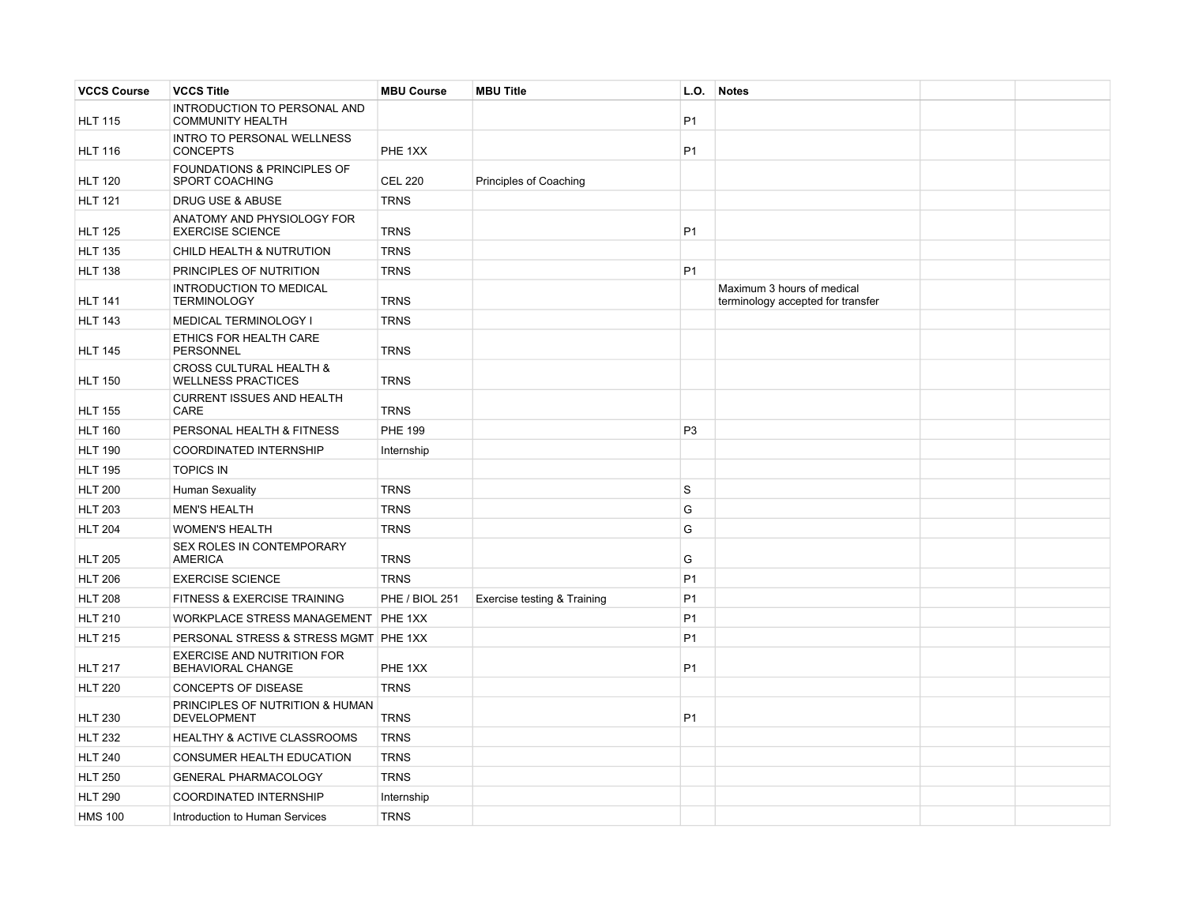| VCCS Course | VCCS Title | MBU Course | MBU Title | L.O. | Notes | | |
|---|---|---|---|---|---|---|---|
| HLT 115 | INTRODUCTION TO PERSONAL AND COMMUNITY HEALTH | | | P1 | | | |
| HLT 116 | INTRO TO PERSONAL WELLNESS CONCEPTS | PHE 1XX | | P1 | | | |
| HLT 120 | FOUNDATIONS & PRINCIPLES OF SPORT COACHING | CEL 220 | Principles of Coaching | | | | |
| HLT 121 | DRUG USE & ABUSE | TRNS | | | | | |
| HLT 125 | ANATOMY AND PHYSIOLOGY FOR EXERCISE SCIENCE | TRNS | | P1 | | | |
| HLT 135 | CHILD HEALTH & NUTRUTION | TRNS | | | | | |
| HLT 138 | PRINCIPLES OF NUTRITION | TRNS | | P1 | | | |
| HLT 141 | INTRODUCTION TO MEDICAL TERMINOLOGY | TRNS | | | Maximum 3 hours of medical terminology accepted for transfer | | |
| HLT 143 | MEDICAL TERMINOLOGY I | TRNS | | | | | |
| HLT 145 | ETHICS FOR HEALTH CARE PERSONNEL | TRNS | | | | | |
| HLT 150 | CROSS CULTURAL HEALTH & WELLNESS PRACTICES | TRNS | | | | | |
| HLT 155 | CURRENT ISSUES AND HEALTH CARE | TRNS | | | | | |
| HLT 160 | PERSONAL HEALTH & FITNESS | PHE 199 | | P3 | | | |
| HLT 190 | COORDINATED INTERNSHIP | Internship | | | | | |
| HLT 195 | TOPICS IN | | | | | | |
| HLT 200 | Human Sexuality | TRNS | | S | | | |
| HLT 203 | MEN'S HEALTH | TRNS | | G | | | |
| HLT 204 | WOMEN'S HEALTH | TRNS | | G | | | |
| HLT 205 | SEX ROLES IN CONTEMPORARY AMERICA | TRNS | | G | | | |
| HLT 206 | EXERCISE SCIENCE | TRNS | | P1 | | | |
| HLT 208 | FITNESS & EXERCISE TRAINING | PHE / BIOL 251 | Exercise testing & Training | P1 | | | |
| HLT 210 | WORKPLACE STRESS MANAGEMENT | PHE 1XX | | P1 | | | |
| HLT 215 | PERSONAL STRESS & STRESS MGMT | PHE 1XX | | P1 | | | |
| HLT 217 | EXERCISE AND NUTRITION FOR BEHAVIORAL CHANGE | PHE 1XX | | P1 | | | |
| HLT 220 | CONCEPTS OF DISEASE | TRNS | | | | | |
| HLT 230 | PRINCIPLES OF NUTRITION & HUMAN DEVELOPMENT | TRNS | | P1 | | | |
| HLT 232 | HEALTHY & ACTIVE CLASSROOMS | TRNS | | | | | |
| HLT 240 | CONSUMER HEALTH EDUCATION | TRNS | | | | | |
| HLT 250 | GENERAL PHARMACOLOGY | TRNS | | | | | |
| HLT 290 | COORDINATED INTERNSHIP | Internship | | | | | |
| HMS 100 | Introduction to Human Services | TRNS | | | | | |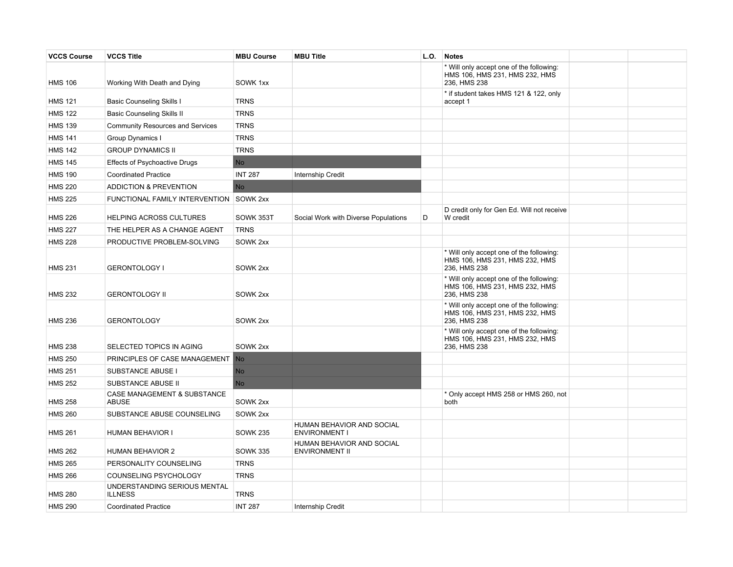| VCCS Course | VCCS Title | MBU Course | MBU Title | L.O. | Notes | | |
|---|---|---|---|---|---|---|---|
| HMS 106 | Working With Death and Dying | SOWK 1xx | | | * Will only accept one of the following: HMS 106, HMS 231, HMS 232, HMS 236, HMS 238 | | |
| HMS 121 | Basic Counseling Skills I | TRNS | | | * if student takes HMS 121 & 122, only accept 1 | | |
| HMS 122 | Basic Counseling Skills II | TRNS | | | | | |
| HMS 139 | Community Resources and Services | TRNS | | | | | |
| HMS 141 | Group Dynamics I | TRNS | | | | | |
| HMS 142 | GROUP DYNAMICS II | TRNS | | | | | |
| HMS 145 | Effects of Psychoactive Drugs | No | | | | | |
| HMS 190 | Coordinated Practice | INT 287 | Internship Credit | | | | |
| HMS 220 | ADDICTION & PREVENTION | No | | | | | |
| HMS 225 | FUNCTIONAL FAMILY INTERVENTION | SOWK 2xx | | | | | |
| HMS 226 | HELPING ACROSS CULTURES | SOWK 353T | Social Work with Diverse Populations | D | D credit only for Gen Ed. Will not receive W credit | | |
| HMS 227 | THE HELPER AS A CHANGE AGENT | TRNS | | | | | |
| HMS 228 | PRODUCTIVE PROBLEM-SOLVING | SOWK 2xx | | | | | |
| HMS 231 | GERONTOLOGY I | SOWK 2xx | | | * Will only accept one of the following: HMS 106, HMS 231, HMS 232, HMS 236, HMS 238 | | |
| HMS 232 | GERONTOLOGY II | SOWK 2xx | | | * Will only accept one of the following: HMS 106, HMS 231, HMS 232, HMS 236, HMS 238 | | |
| HMS 236 | GERONTOLOGY | SOWK 2xx | | | * Will only accept one of the following: HMS 106, HMS 231, HMS 232, HMS 236, HMS 238 | | |
| HMS 238 | SELECTED TOPICS IN AGING | SOWK 2xx | | | * Will only accept one of the following: HMS 106, HMS 231, HMS 232, HMS 236, HMS 238 | | |
| HMS 250 | PRINCIPLES OF CASE MANAGEMENT | No | | | | | |
| HMS 251 | SUBSTANCE ABUSE I | No | | | | | |
| HMS 252 | SUBSTANCE ABUSE II | No | | | | | |
| HMS 258 | CASE MANAGEMENT & SUBSTANCE ABUSE | SOWK 2xx | | | * Only accept HMS 258 or HMS 260, not both | | |
| HMS 260 | SUBSTANCE ABUSE COUNSELING | SOWK 2xx | | | | | |
| HMS 261 | HUMAN BEHAVIOR I | SOWK 235 | HUMAN BEHAVIOR AND SOCIAL ENVIRONMENT I | | | | |
| HMS 262 | HUMAN BEHAVIOR 2 | SOWK 335 | HUMAN BEHAVIOR AND SOCIAL ENVIRONMENT II | | | | |
| HMS 265 | PERSONALITY COUNSELING | TRNS | | | | | |
| HMS 266 | COUNSELING PSYCHOLOGY | TRNS | | | | | |
| HMS 280 | UNDERSTANDING SERIOUS MENTAL ILLNESS | TRNS | | | | | |
| HMS 290 | Coordinated Practice | INT 287 | Internship Credit | | | | |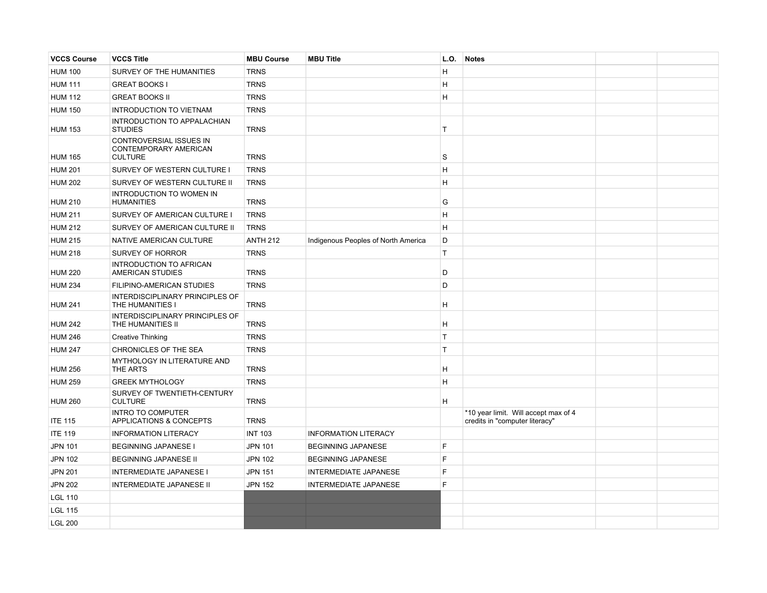| VCCS Course | VCCS Title | MBU Course | MBU Title | L.O. | Notes | | |
|---|---|---|---|---|---|---|---|
| HUM 100 | SURVEY OF THE HUMANITIES | TRNS | | H | | | |
| HUM 111 | GREAT BOOKS I | TRNS | | H | | | |
| HUM 112 | GREAT BOOKS II | TRNS | | H | | | |
| HUM 150 | INTRODUCTION TO VIETNAM | TRNS | | | | | |
| HUM 153 | INTRODUCTION TO APPALACHIAN STUDIES | TRNS | | T | | | |
| HUM 165 | CONTROVERSIAL ISSUES IN CONTEMPORARY AMERICAN CULTURE | TRNS | | S | | | |
| HUM 201 | SURVEY OF WESTERN CULTURE I | TRNS | | H | | | |
| HUM 202 | SURVEY OF WESTERN CULTURE II | TRNS | | H | | | |
| HUM 210 | INTRODUCTION TO WOMEN IN HUMANITIES | TRNS | | G | | | |
| HUM 211 | SURVEY OF AMERICAN CULTURE I | TRNS | | H | | | |
| HUM 212 | SURVEY OF AMERICAN CULTURE II | TRNS | | H | | | |
| HUM 215 | NATIVE AMERICAN CULTURE | ANTH 212 | Indigenous Peoples of North America | D | | | |
| HUM 218 | SURVEY OF HORROR | TRNS | | T | | | |
| HUM 220 | INTRODUCTION TO AFRICAN AMERICAN STUDIES | TRNS | | D | | | |
| HUM 234 | FILIPINO-AMERICAN STUDIES | TRNS | | D | | | |
| HUM 241 | INTERDISCIPLINARY PRINCIPLES OF THE HUMANITIES I | TRNS | | H | | | |
| HUM 242 | INTERDISCIPLINARY PRINCIPLES OF THE HUMANITIES II | TRNS | | H | | | |
| HUM 246 | Creative Thinking | TRNS | | T | | | |
| HUM 247 | CHRONICLES OF THE SEA | TRNS | | T | | | |
| HUM 256 | MYTHOLOGY IN LITERATURE AND THE ARTS | TRNS | | H | | | |
| HUM 259 | GREEK MYTHOLOGY | TRNS | | H | | | |
| HUM 260 | SURVEY OF TWENTIETH-CENTURY CULTURE | TRNS | | H | | | |
| ITE 115 | INTRO TO COMPUTER APPLICATIONS & CONCEPTS | TRNS | | | *10 year limit. Will accept max of 4 credits in "computer literacy" | | |
| ITE 119 | INFORMATION LITERACY | INT 103 | INFORMATION LITERACY | | | | |
| JPN 101 | BEGINNING JAPANESE I | JPN 101 | BEGINNING JAPANESE | F | | | |
| JPN 102 | BEGINNING JAPANESE II | JPN 102 | BEGINNING JAPANESE | F | | | |
| JPN 201 | INTERMEDIATE JAPANESE I | JPN 151 | INTERMEDIATE JAPANESE | F | | | |
| JPN 202 | INTERMEDIATE JAPANESE II | JPN 152 | INTERMEDIATE JAPANESE | F | | | |
| LGL 110 | | | | | | | |
| LGL 115 | | | | | | | |
| LGL 200 | | | | | | | |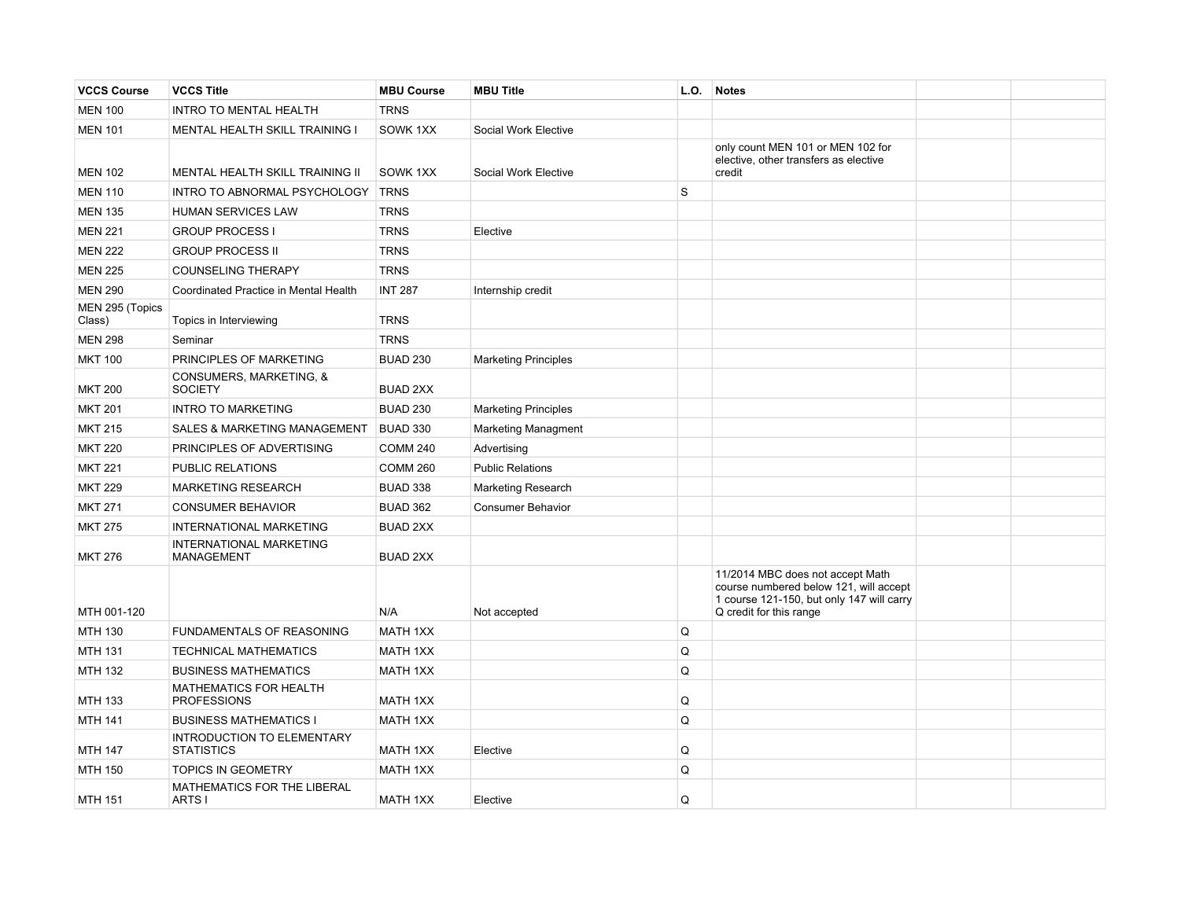| VCCS Course | VCCS Title | MBU Course | MBU Title | L.O. | Notes | | |
|---|---|---|---|---|---|---|---|
| MEN 100 | INTRO TO MENTAL HEALTH | TRNS | | | | | |
| MEN 101 | MENTAL HEALTH SKILL TRAINING I | SOWK 1XX | Social Work Elective | | | | |
| MEN 102 | MENTAL HEALTH SKILL TRAINING II | SOWK 1XX | Social Work Elective | | only count MEN 101 or MEN 102 for elective, other transfers as elective credit | | |
| MEN 110 | INTRO TO ABNORMAL PSYCHOLOGY | TRNS | | S | | | |
| MEN 135 | HUMAN SERVICES LAW | TRNS | | | | | |
| MEN 221 | GROUP PROCESS I | TRNS | Elective | | | | |
| MEN 222 | GROUP PROCESS II | TRNS | | | | | |
| MEN 225 | COUNSELING THERAPY | TRNS | | | | | |
| MEN 290 | Coordinated Practice in Mental Health | INT 287 | Internship credit | | | | |
| MEN 295 (Topics Class) | Topics in Interviewing | TRNS | | | | | |
| MEN 298 | Seminar | TRNS | | | | | |
| MKT 100 | PRINCIPLES OF MARKETING | BUAD 230 | Marketing Principles | | | | |
| MKT 200 | CONSUMERS, MARKETING, & SOCIETY | BUAD 2XX | | | | | |
| MKT 201 | INTRO TO MARKETING | BUAD 230 | Marketing Principles | | | | |
| MKT 215 | SALES & MARKETING MANAGEMENT | BUAD 330 | Marketing Managment | | | | |
| MKT 220 | PRINCIPLES OF ADVERTISING | COMM 240 | Advertising | | | | |
| MKT 221 | PUBLIC RELATIONS | COMM 260 | Public Relations | | | | |
| MKT 229 | MARKETING RESEARCH | BUAD 338 | Marketing Research | | | | |
| MKT 271 | CONSUMER BEHAVIOR | BUAD 362 | Consumer Behavior | | | | |
| MKT 275 | INTERNATIONAL MARKETING | BUAD 2XX | | | | | |
| MKT 276 | INTERNATIONAL MARKETING MANAGEMENT | BUAD 2XX | | | | | |
| MTH 001-120 | | N/A | Not accepted | | 11/2014 MBC does not accept Math course numbered below 121, will accept 1 course 121-150, but only 147 will carry Q credit for this range | | |
| MTH 130 | FUNDAMENTALS OF REASONING | MATH 1XX | | Q | | | |
| MTH 131 | TECHNICAL MATHEMATICS | MATH 1XX | | Q | | | |
| MTH 132 | BUSINESS MATHEMATICS | MATH 1XX | | Q | | | |
| MTH 133 | MATHEMATICS FOR HEALTH PROFESSIONS | MATH 1XX | | Q | | | |
| MTH 141 | BUSINESS MATHEMATICS I | MATH 1XX | | Q | | | |
| MTH 147 | INTRODUCTION TO ELEMENTARY STATISTICS | MATH 1XX | Elective | Q | | | |
| MTH 150 | TOPICS IN GEOMETRY | MATH 1XX | | Q | | | |
| MTH 151 | MATHEMATICS FOR THE LIBERAL ARTS I | MATH 1XX | Elective | Q | | | |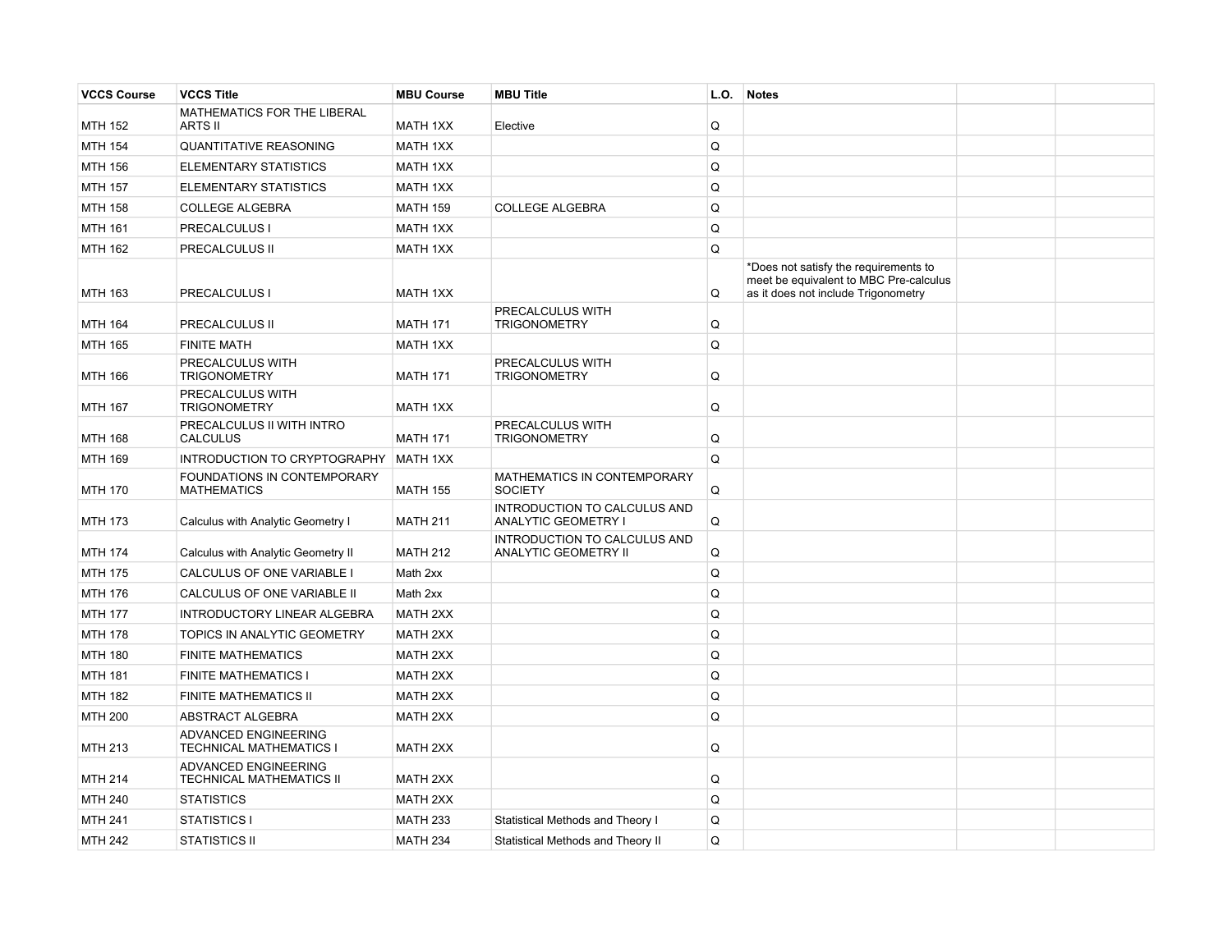| VCCS Course | VCCS Title | MBU Course | MBU Title | L.O. | Notes | | |
|---|---|---|---|---|---|---|---|
| MTH 152 | MATHEMATICS FOR THE LIBERAL ARTS II | MATH 1XX | Elective | Q | | | |
| MTH 154 | QUANTITATIVE REASONING | MATH 1XX | | Q | | | |
| MTH 156 | ELEMENTARY STATISTICS | MATH 1XX | | Q | | | |
| MTH 157 | ELEMENTARY STATISTICS | MATH 1XX | | Q | | | |
| MTH 158 | COLLEGE ALGEBRA | MATH 159 | COLLEGE ALGEBRA | Q | | | |
| MTH 161 | PRECALCULUS I | MATH 1XX | | Q | | | |
| MTH 162 | PRECALCULUS II | MATH 1XX | | Q | | | |
| MTH 163 | PRECALCULUS I | MATH 1XX | | Q | *Does not satisfy the requirements to meet be equivalent to MBC Pre-calculus as it does not include Trigonometry | | |
| MTH 164 | PRECALCULUS II | MATH 171 | PRECALCULUS WITH TRIGONOMETRY | Q | | | |
| MTH 165 | FINITE MATH | MATH 1XX | | Q | | | |
| MTH 166 | PRECALCULUS WITH TRIGONOMETRY | MATH 171 | PRECALCULUS WITH TRIGONOMETRY | Q | | | |
| MTH 167 | PRECALCULUS WITH TRIGONOMETRY | MATH 1XX | | Q | | | |
| MTH 168 | PRECALCULUS II WITH INTRO CALCULUS | MATH 171 | PRECALCULUS WITH TRIGONOMETRY | Q | | | |
| MTH 169 | INTRODUCTION TO CRYPTOGRAPHY | MATH 1XX | | Q | | | |
| MTH 170 | FOUNDATIONS IN CONTEMPORARY MATHEMATICS | MATH 155 | MATHEMATICS IN CONTEMPORARY SOCIETY | Q | | | |
| MTH 173 | Calculus with Analytic Geometry I | MATH 211 | INTRODUCTION TO CALCULUS AND ANALYTIC GEOMETRY I | Q | | | |
| MTH 174 | Calculus with Analytic Geometry II | MATH 212 | INTRODUCTION TO CALCULUS AND ANALYTIC GEOMETRY II | Q | | | |
| MTH 175 | CALCULUS OF ONE VARIABLE I | Math 2xx | | Q | | | |
| MTH 176 | CALCULUS OF ONE VARIABLE II | Math 2xx | | Q | | | |
| MTH 177 | INTRODUCTORY LINEAR ALGEBRA | MATH 2XX | | Q | | | |
| MTH 178 | TOPICS IN ANALYTIC GEOMETRY | MATH 2XX | | Q | | | |
| MTH 180 | FINITE MATHEMATICS | MATH 2XX | | Q | | | |
| MTH 181 | FINITE MATHEMATICS I | MATH 2XX | | Q | | | |
| MTH 182 | FINITE MATHEMATICS II | MATH 2XX | | Q | | | |
| MTH 200 | ABSTRACT ALGEBRA | MATH 2XX | | Q | | | |
| MTH 213 | ADVANCED ENGINEERING TECHNICAL MATHEMATICS I | MATH 2XX | | Q | | | |
| MTH 214 | ADVANCED ENGINEERING TECHNICAL MATHEMATICS II | MATH 2XX | | Q | | | |
| MTH 240 | STATISTICS | MATH 2XX | | Q | | | |
| MTH 241 | STATISTICS I | MATH 233 | Statistical Methods and Theory I | Q | | | |
| MTH 242 | STATISTICS II | MATH 234 | Statistical Methods and Theory II | Q | | | |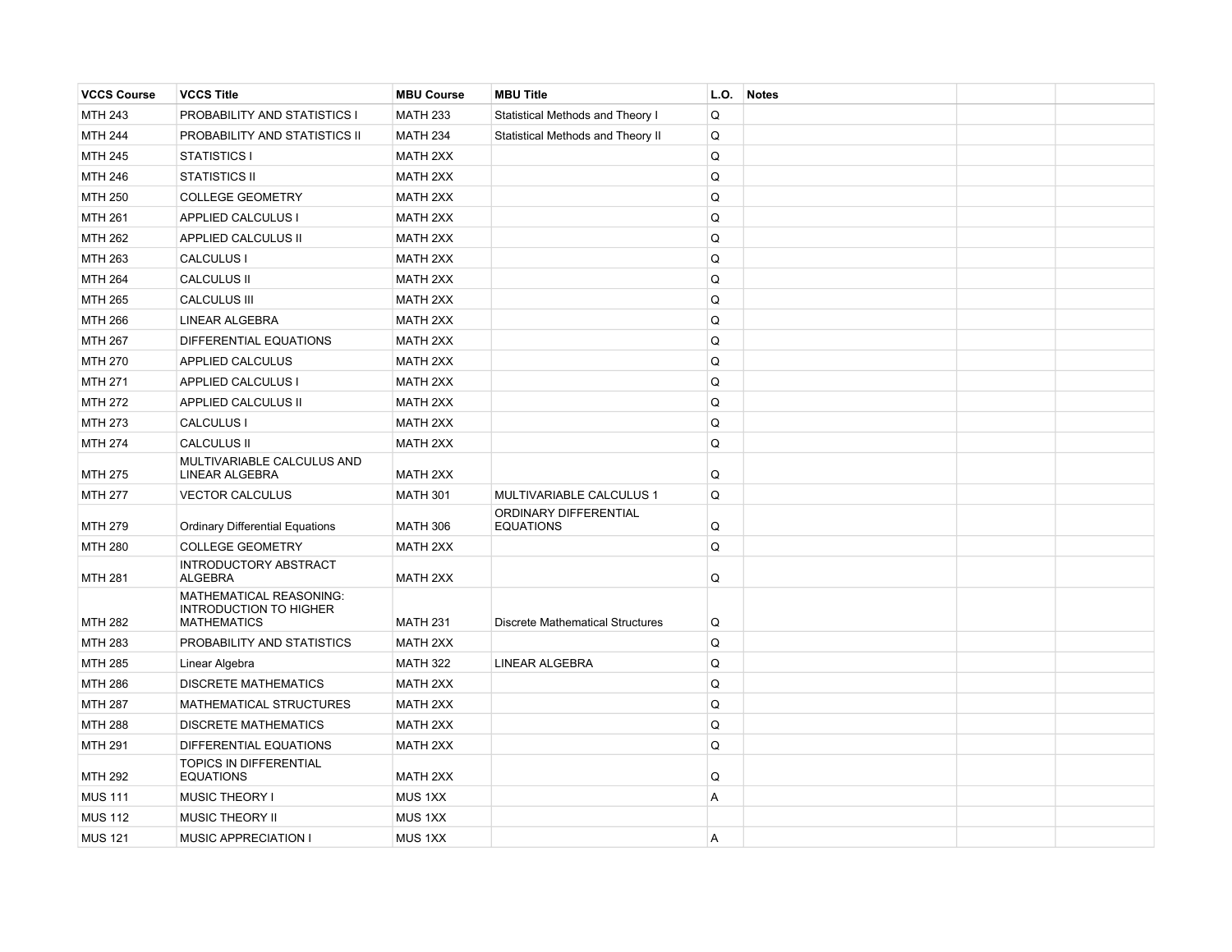| VCCS Course | VCCS Title | MBU Course | MBU Title | L.O. | Notes | | |
|---|---|---|---|---|---|---|---|
| MTH 243 | PROBABILITY AND STATISTICS I | MATH 233 | Statistical Methods and Theory I | Q | | | |
| MTH 244 | PROBABILITY AND STATISTICS II | MATH 234 | Statistical Methods and Theory II | Q | | | |
| MTH 245 | STATISTICS I | MATH 2XX | | Q | | | |
| MTH 246 | STATISTICS II | MATH 2XX | | Q | | | |
| MTH 250 | COLLEGE GEOMETRY | MATH 2XX | | Q | | | |
| MTH 261 | APPLIED CALCULUS I | MATH 2XX | | Q | | | |
| MTH 262 | APPLIED CALCULUS II | MATH 2XX | | Q | | | |
| MTH 263 | CALCULUS I | MATH 2XX | | Q | | | |
| MTH 264 | CALCULUS II | MATH 2XX | | Q | | | |
| MTH 265 | CALCULUS III | MATH 2XX | | Q | | | |
| MTH 266 | LINEAR ALGEBRA | MATH 2XX | | Q | | | |
| MTH 267 | DIFFERENTIAL EQUATIONS | MATH 2XX | | Q | | | |
| MTH 270 | APPLIED CALCULUS | MATH 2XX | | Q | | | |
| MTH 271 | APPLIED CALCULUS I | MATH 2XX | | Q | | | |
| MTH 272 | APPLIED CALCULUS II | MATH 2XX | | Q | | | |
| MTH 273 | CALCULUS I | MATH 2XX | | Q | | | |
| MTH 274 | CALCULUS II | MATH 2XX | | Q | | | |
| MTH 275 | MULTIVARIABLE CALCULUS AND LINEAR ALGEBRA | MATH 2XX | | Q | | | |
| MTH 277 | VECTOR CALCULUS | MATH 301 | MULTIVARIABLE CALCULUS 1 | Q | | | |
| MTH 279 | Ordinary Differential Equations | MATH 306 | ORDINARY DIFFERENTIAL EQUATIONS | Q | | | |
| MTH 280 | COLLEGE GEOMETRY | MATH 2XX | | Q | | | |
| MTH 281 | INTRODUCTORY ABSTRACT ALGEBRA | MATH 2XX | | Q | | | |
| MTH 282 | MATHEMATICAL REASONING: INTRODUCTION TO HIGHER MATHEMATICS | MATH 231 | Discrete Mathematical Structures | Q | | | |
| MTH 283 | PROBABILITY AND STATISTICS | MATH 2XX | | Q | | | |
| MTH 285 | Linear Algebra | MATH 322 | LINEAR ALGEBRA | Q | | | |
| MTH 286 | DISCRETE MATHEMATICS | MATH 2XX | | Q | | | |
| MTH 287 | MATHEMATICAL STRUCTURES | MATH 2XX | | Q | | | |
| MTH 288 | DISCRETE MATHEMATICS | MATH 2XX | | Q | | | |
| MTH 291 | DIFFERENTIAL EQUATIONS | MATH 2XX | | Q | | | |
| MTH 292 | TOPICS IN DIFFERENTIAL EQUATIONS | MATH 2XX | | Q | | | |
| MUS 111 | MUSIC THEORY I | MUS 1XX | | A | | | |
| MUS 112 | MUSIC THEORY II | MUS 1XX | | | | | |
| MUS 121 | MUSIC APPRECIATION I | MUS 1XX | | A | | | |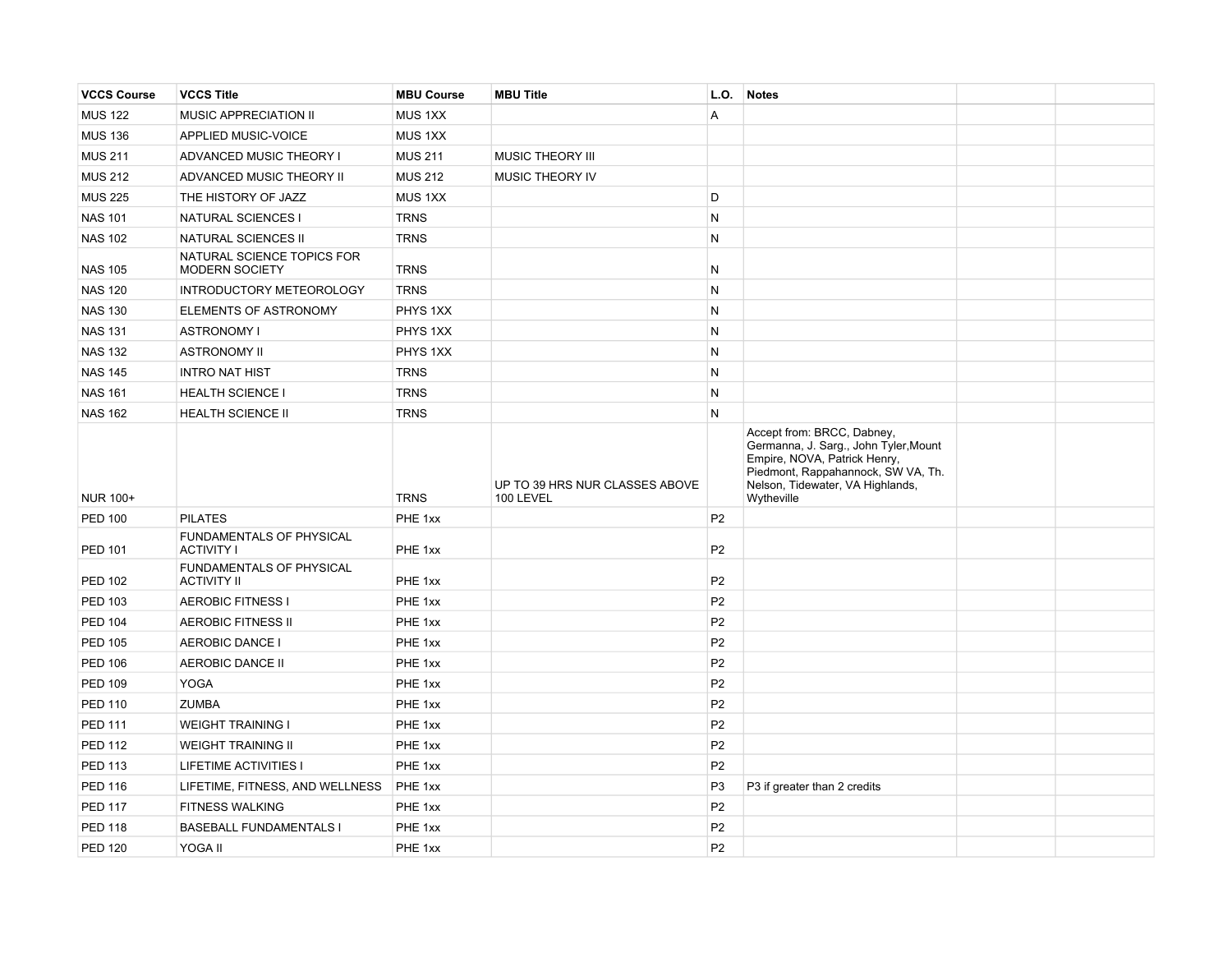| VCCS Course | VCCS Title | MBU Course | MBU Title | L.O. | Notes | | |
|---|---|---|---|---|---|---|---|
| MUS 122 | MUSIC APPRECIATION II | MUS 1XX | | A | | | |
| MUS 136 | APPLIED MUSIC-VOICE | MUS 1XX | | | | | |
| MUS 211 | ADVANCED MUSIC THEORY I | MUS 211 | MUSIC THEORY III | | | | |
| MUS 212 | ADVANCED MUSIC THEORY II | MUS 212 | MUSIC THEORY IV | | | | |
| MUS 225 | THE HISTORY OF JAZZ | MUS 1XX | | D | | | |
| NAS 101 | NATURAL SCIENCES I | TRNS | | N | | | |
| NAS 102 | NATURAL SCIENCES II | TRNS | | N | | | |
| NAS 105 | NATURAL SCIENCE TOPICS FOR MODERN SOCIETY | TRNS | | N | | | |
| NAS 120 | INTRODUCTORY METEOROLOGY | TRNS | | N | | | |
| NAS 130 | ELEMENTS OF ASTRONOMY | PHYS 1XX | | N | | | |
| NAS 131 | ASTRONOMY I | PHYS 1XX | | N | | | |
| NAS 132 | ASTRONOMY II | PHYS 1XX | | N | | | |
| NAS 145 | INTRO NAT HIST | TRNS | | N | | | |
| NAS 161 | HEALTH SCIENCE I | TRNS | | N | | | |
| NAS 162 | HEALTH SCIENCE II | TRNS | | N | | | |
| NUR 100+ | | TRNS | UP TO 39 HRS NUR CLASSES ABOVE 100 LEVEL | | Accept from: BRCC, Dabney, Germanna, J. Sarg., John Tyler,Mount Empire, NOVA, Patrick Henry, Piedmont, Rappahannock, SW VA, Th. Nelson, Tidewater, VA Highlands, Wytheville | | |
| PED 100 | PILATES | PHE 1xx | | P2 | | | |
| PED 101 | FUNDAMENTALS OF PHYSICAL ACTIVITY I | PHE 1xx | | P2 | | | |
| PED 102 | FUNDAMENTALS OF PHYSICAL ACTIVITY II | PHE 1xx | | P2 | | | |
| PED 103 | AEROBIC FITNESS I | PHE 1xx | | P2 | | | |
| PED 104 | AEROBIC FITNESS II | PHE 1xx | | P2 | | | |
| PED 105 | AEROBIC DANCE I | PHE 1xx | | P2 | | | |
| PED 106 | AEROBIC DANCE II | PHE 1xx | | P2 | | | |
| PED 109 | YOGA | PHE 1xx | | P2 | | | |
| PED 110 | ZUMBA | PHE 1xx | | P2 | | | |
| PED 111 | WEIGHT TRAINING I | PHE 1xx | | P2 | | | |
| PED 112 | WEIGHT TRAINING II | PHE 1xx | | P2 | | | |
| PED 113 | LIFETIME ACTIVITIES I | PHE 1xx | | P2 | | | |
| PED 116 | LIFETIME, FITNESS, AND WELLNESS | PHE 1xx | | P3 | P3 if greater than 2 credits | | |
| PED 117 | FITNESS WALKING | PHE 1xx | | P2 | | | |
| PED 118 | BASEBALL FUNDAMENTALS I | PHE 1xx | | P2 | | | |
| PED 120 | YOGA II | PHE 1xx | | P2 | | | |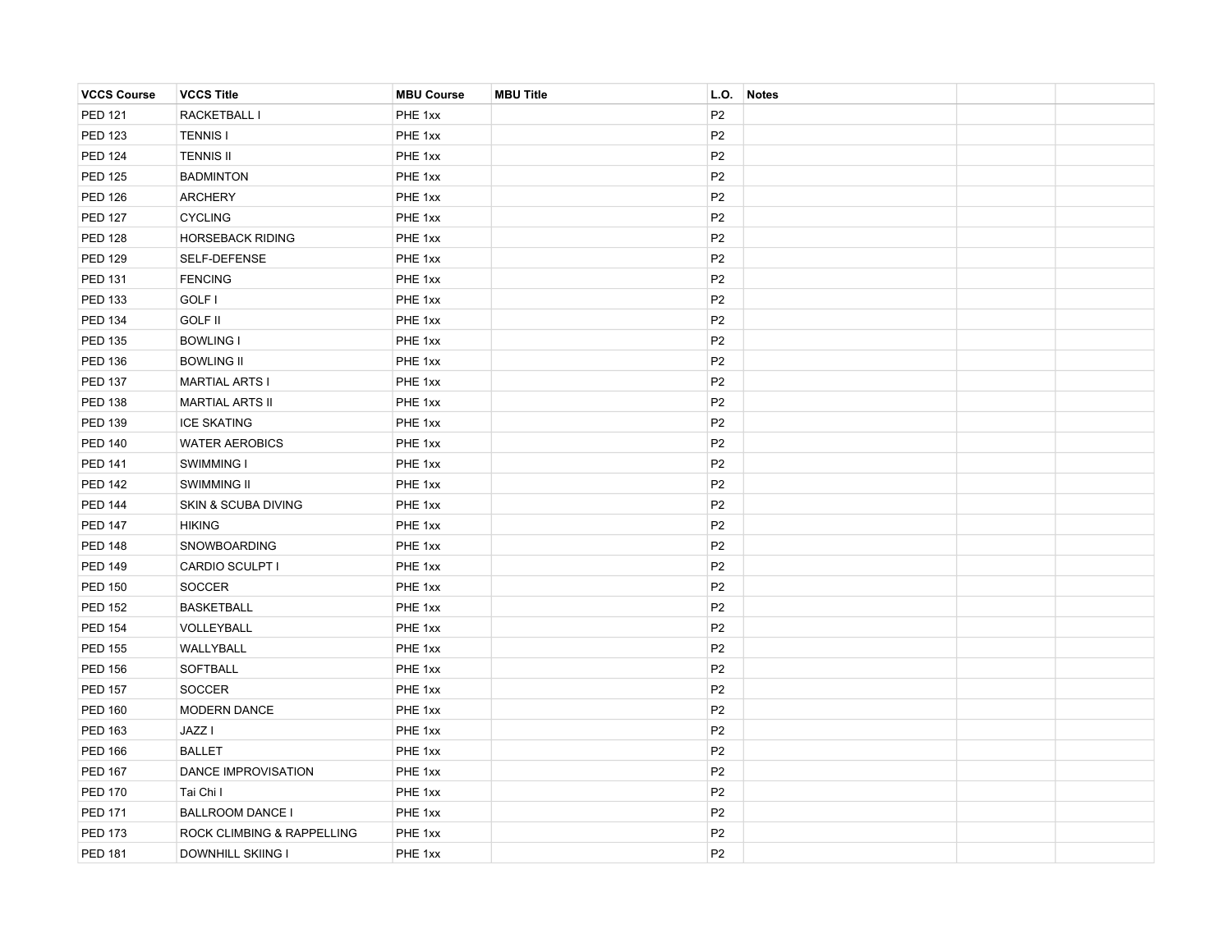| VCCS Course | VCCS Title | MBU Course | MBU Title | L.O. | Notes | | |
|---|---|---|---|---|---|---|---|
| PED 121 | RACKETBALL I | PHE 1xx | | P2 | | | |
| PED 123 | TENNIS I | PHE 1xx | | P2 | | | |
| PED 124 | TENNIS II | PHE 1xx | | P2 | | | |
| PED 125 | BADMINTON | PHE 1xx | | P2 | | | |
| PED 126 | ARCHERY | PHE 1xx | | P2 | | | |
| PED 127 | CYCLING | PHE 1xx | | P2 | | | |
| PED 128 | HORSEBACK RIDING | PHE 1xx | | P2 | | | |
| PED 129 | SELF-DEFENSE | PHE 1xx | | P2 | | | |
| PED 131 | FENCING | PHE 1xx | | P2 | | | |
| PED 133 | GOLF I | PHE 1xx | | P2 | | | |
| PED 134 | GOLF II | PHE 1xx | | P2 | | | |
| PED 135 | BOWLING I | PHE 1xx | | P2 | | | |
| PED 136 | BOWLING II | PHE 1xx | | P2 | | | |
| PED 137 | MARTIAL ARTS I | PHE 1xx | | P2 | | | |
| PED 138 | MARTIAL ARTS II | PHE 1xx | | P2 | | | |
| PED 139 | ICE SKATING | PHE 1xx | | P2 | | | |
| PED 140 | WATER AEROBICS | PHE 1xx | | P2 | | | |
| PED 141 | SWIMMING I | PHE 1xx | | P2 | | | |
| PED 142 | SWIMMING II | PHE 1xx | | P2 | | | |
| PED 144 | SKIN & SCUBA DIVING | PHE 1xx | | P2 | | | |
| PED 147 | HIKING | PHE 1xx | | P2 | | | |
| PED 148 | SNOWBOARDING | PHE 1xx | | P2 | | | |
| PED 149 | CARDIO SCULPT I | PHE 1xx | | P2 | | | |
| PED 150 | SOCCER | PHE 1xx | | P2 | | | |
| PED 152 | BASKETBALL | PHE 1xx | | P2 | | | |
| PED 154 | VOLLEYBALL | PHE 1xx | | P2 | | | |
| PED 155 | WALLYBALL | PHE 1xx | | P2 | | | |
| PED 156 | SOFTBALL | PHE 1xx | | P2 | | | |
| PED 157 | SOCCER | PHE 1xx | | P2 | | | |
| PED 160 | MODERN DANCE | PHE 1xx | | P2 | | | |
| PED 163 | JAZZ I | PHE 1xx | | P2 | | | |
| PED 166 | BALLET | PHE 1xx | | P2 | | | |
| PED 167 | DANCE IMPROVISATION | PHE 1xx | | P2 | | | |
| PED 170 | Tai Chi I | PHE 1xx | | P2 | | | |
| PED 171 | BALLROOM DANCE I | PHE 1xx | | P2 | | | |
| PED 173 | ROCK CLIMBING & RAPPELLING | PHE 1xx | | P2 | | | |
| PED 181 | DOWNHILL SKIING I | PHE 1xx | | P2 | | | |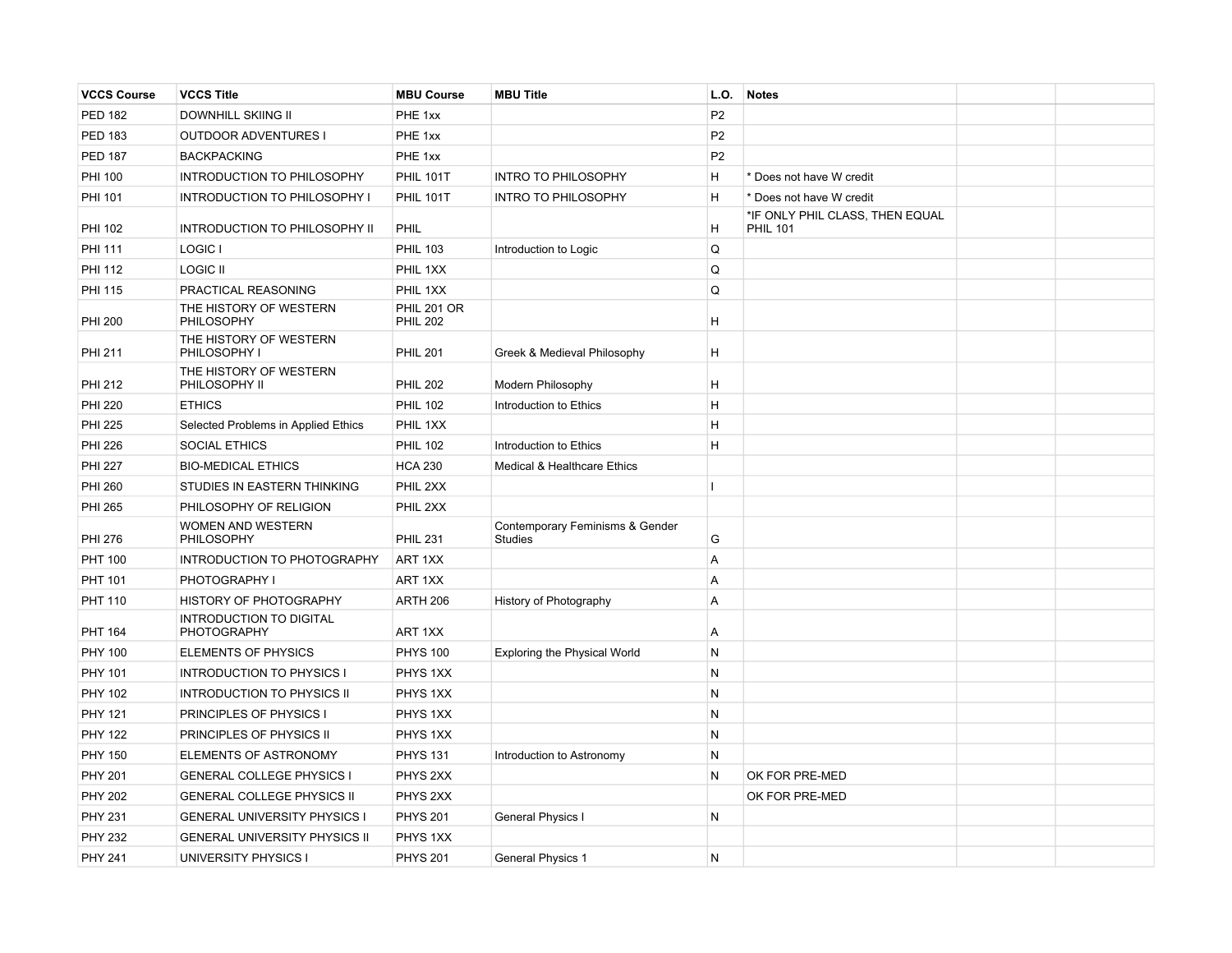| VCCS Course | VCCS Title | MBU Course | MBU Title | L.O. | Notes | | |
|---|---|---|---|---|---|---|---|
| PED 182 | DOWNHILL SKIING II | PHE 1xx | | P2 | | | |
| PED 183 | OUTDOOR ADVENTURES I | PHE 1xx | | P2 | | | |
| PED 187 | BACKPACKING | PHE 1xx | | P2 | | | |
| PHI 100 | INTRODUCTION TO PHILOSOPHY | PHIL 101T | INTRO TO PHILOSOPHY | H | * Does not have W credit | | |
| PHI 101 | INTRODUCTION TO PHILOSOPHY I | PHIL 101T | INTRO TO PHILOSOPHY | H | * Does not have W credit | | |
| PHI 102 | INTRODUCTION TO PHILOSOPHY II | PHIL | | H | *IF ONLY PHIL CLASS, THEN EQUAL PHIL 101 | | |
| PHI 111 | LOGIC I | PHIL 103 | Introduction to Logic | Q | | | |
| PHI 112 | LOGIC II | PHIL 1XX | | Q | | | |
| PHI 115 | PRACTICAL REASONING | PHIL 1XX | | Q | | | |
| PHI 200 | THE HISTORY OF WESTERN PHILOSOPHY | PHIL 201 OR PHIL 202 | | H | | | |
| PHI 211 | THE HISTORY OF WESTERN PHILOSOPHY I | PHIL 201 | Greek & Medieval Philosophy | H | | | |
| PHI 212 | THE HISTORY OF WESTERN PHILOSOPHY II | PHIL 202 | Modern Philosophy | H | | | |
| PHI 220 | ETHICS | PHIL 102 | Introduction to Ethics | H | | | |
| PHI 225 | Selected Problems in Applied Ethics | PHIL 1XX | | H | | | |
| PHI 226 | SOCIAL ETHICS | PHIL 102 | Introduction to Ethics | H | | | |
| PHI 227 | BIO-MEDICAL ETHICS | HCA 230 | Medical & Healthcare Ethics | | | | |
| PHI 260 | STUDIES IN EASTERN THINKING | PHIL 2XX | | I | | | |
| PHI 265 | PHILOSOPHY OF RELIGION | PHIL 2XX | | | | | |
| PHI 276 | WOMEN AND WESTERN PHILOSOPHY | PHIL 231 | Contemporary Feminisms & Gender Studies | G | | | |
| PHT 100 | INTRODUCTION TO PHOTOGRAPHY | ART 1XX | | A | | | |
| PHT 101 | PHOTOGRAPHY I | ART 1XX | | A | | | |
| PHT 110 | HISTORY OF PHOTOGRAPHY | ARTH 206 | History of Photography | A | | | |
| PHT 164 | INTRODUCTION TO DIGITAL PHOTOGRAPHY | ART 1XX | | A | | | |
| PHY 100 | ELEMENTS OF PHYSICS | PHYS 100 | Exploring the Physical World | N | | | |
| PHY 101 | INTRODUCTION TO PHYSICS I | PHYS 1XX | | N | | | |
| PHY 102 | INTRODUCTION TO PHYSICS II | PHYS 1XX | | N | | | |
| PHY 121 | PRINCIPLES OF PHYSICS I | PHYS 1XX | | N | | | |
| PHY 122 | PRINCIPLES OF PHYSICS II | PHYS 1XX | | N | | | |
| PHY 150 | ELEMENTS OF ASTRONOMY | PHYS 131 | Introduction to Astronomy | N | | | |
| PHY 201 | GENERAL COLLEGE PHYSICS I | PHYS 2XX | | N | OK FOR PRE-MED | | |
| PHY 202 | GENERAL COLLEGE PHYSICS II | PHYS 2XX | | | OK FOR PRE-MED | | |
| PHY 231 | GENERAL UNIVERSITY PHYSICS I | PHYS 201 | General Physics I | N | | | |
| PHY 232 | GENERAL UNIVERSITY PHYSICS II | PHYS 1XX | | | | | |
| PHY 241 | UNIVERSITY PHYSICS I | PHYS 201 | General Physics 1 | N | | | |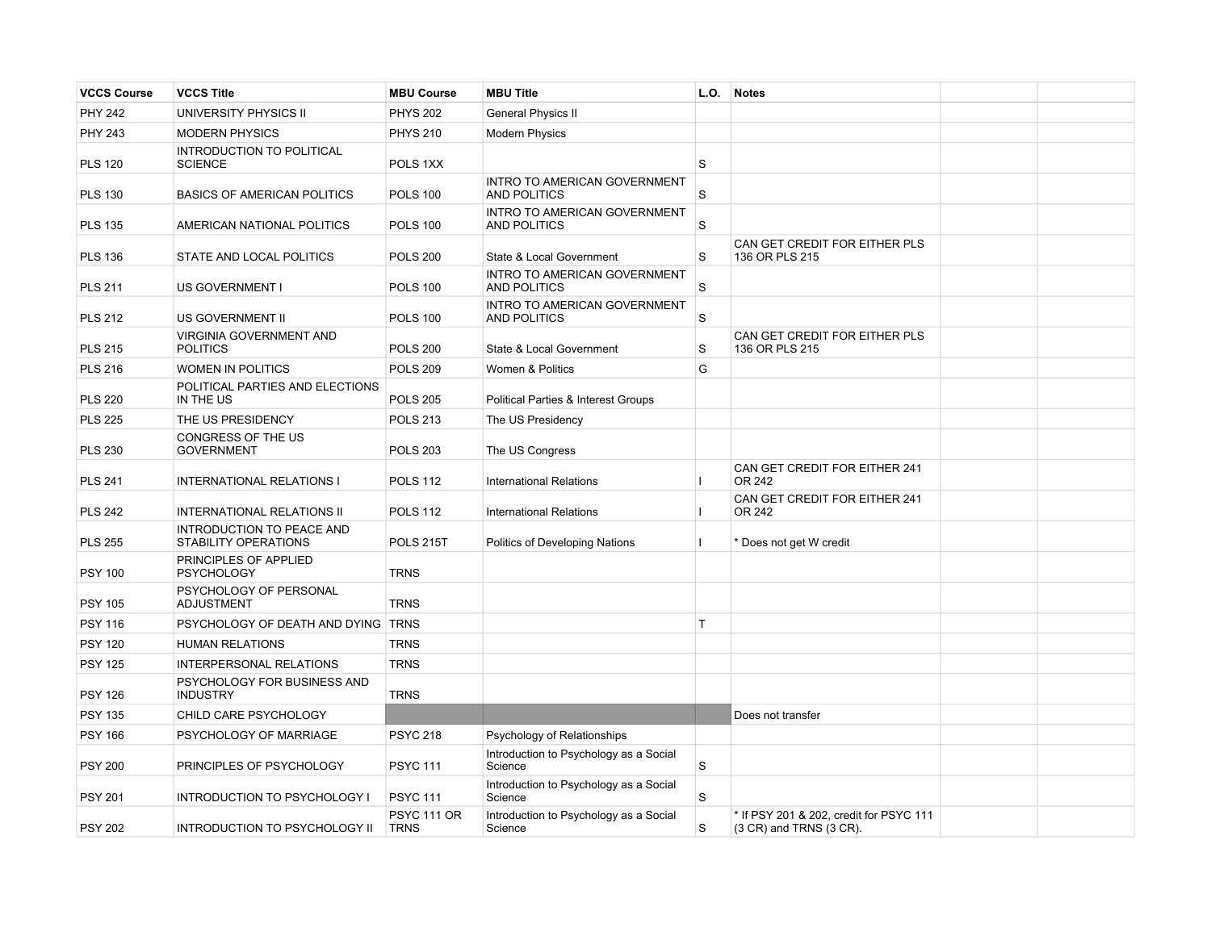| VCCS Course | VCCS Title | MBU Course | MBU Title | L.O. | Notes | | |
|---|---|---|---|---|---|---|---|
| PHY 242 | UNIVERSITY PHYSICS II | PHYS 202 | General Physics II | | | | |
| PHY 243 | MODERN PHYSICS | PHYS 210 | Modern Physics | | | | |
| PLS 120 | INTRODUCTION TO POLITICAL SCIENCE | POLS 1XX | | S | | | |
| PLS 130 | BASICS OF AMERICAN POLITICS | POLS 100 | INTRO TO AMERICAN GOVERNMENT AND POLITICS | S | | | |
| PLS 135 | AMERICAN NATIONAL POLITICS | POLS 100 | INTRO TO AMERICAN GOVERNMENT AND POLITICS | S | | | |
| PLS 136 | STATE AND LOCAL POLITICS | POLS 200 | State & Local Government | S | CAN GET CREDIT FOR EITHER PLS 136 OR PLS 215 | | |
| PLS 211 | US GOVERNMENT I | POLS 100 | INTRO TO AMERICAN GOVERNMENT AND POLITICS | S | | | |
| PLS 212 | US GOVERNMENT II | POLS 100 | INTRO TO AMERICAN GOVERNMENT AND POLITICS | S | | | |
| PLS 215 | VIRGINIA GOVERNMENT AND POLITICS | POLS 200 | State & Local Government | S | CAN GET CREDIT FOR EITHER PLS 136 OR PLS 215 | | |
| PLS 216 | WOMEN IN POLITICS | POLS 209 | Women & Politics | G | | | |
| PLS 220 | POLITICAL PARTIES AND ELECTIONS IN THE US | POLS 205 | Political Parties & Interest Groups | | | | |
| PLS 225 | THE US PRESIDENCY | POLS 213 | The US Presidency | | | | |
| PLS 230 | CONGRESS OF THE US GOVERNMENT | POLS 203 | The US Congress | | | | |
| PLS 241 | INTERNATIONAL RELATIONS I | POLS 112 | International Relations | I | CAN GET CREDIT FOR EITHER 241 OR 242 | | |
| PLS 242 | INTERNATIONAL RELATIONS II | POLS 112 | International Relations | I | CAN GET CREDIT FOR EITHER 241 OR 242 | | |
| PLS 255 | INTRODUCTION TO PEACE AND STABILITY OPERATIONS | POLS 215T | Politics of Developing Nations | I | * Does not get W credit | | |
| PSY 100 | PRINCIPLES OF APPLIED PSYCHOLOGY | TRNS | | | | | |
| PSY 105 | PSYCHOLOGY OF PERSONAL ADJUSTMENT | TRNS | | | | | |
| PSY 116 | PSYCHOLOGY OF DEATH AND DYING | TRNS | | T | | | |
| PSY 120 | HUMAN RELATIONS | TRNS | | | | | |
| PSY 125 | INTERPERSONAL RELATIONS | TRNS | | | | | |
| PSY 126 | PSYCHOLOGY FOR BUSINESS AND INDUSTRY | TRNS | | | | | |
| PSY 135 | CHILD CARE PSYCHOLOGY | | | | Does not transfer | | |
| PSY 166 | PSYCHOLOGY OF MARRIAGE | PSYC 218 | Psychology of Relationships | | | | |
| PSY 200 | PRINCIPLES OF PSYCHOLOGY | PSYC 111 | Introduction to Psychology as a Social Science | S | | | |
| PSY 201 | INTRODUCTION TO PSYCHOLOGY I | PSYC 111 | Introduction to Psychology as a Social Science | S | | | |
| PSY 202 | INTRODUCTION TO PSYCHOLOGY II | PSYC 111 OR TRNS | Introduction to Psychology as a Social Science | S | * If PSY 201 & 202, credit for PSYC 111 (3 CR) and TRNS (3 CR). | | |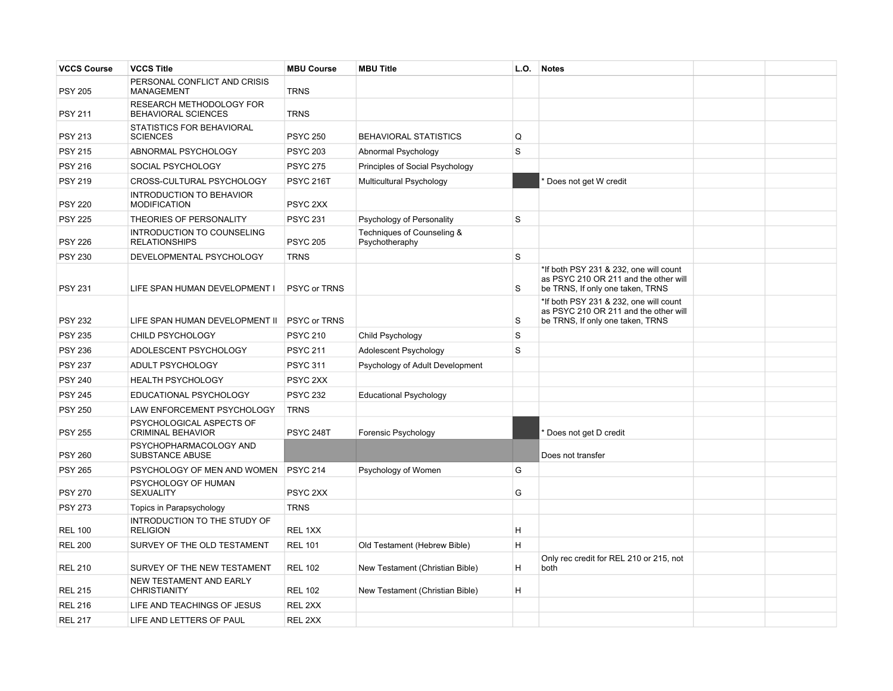| VCCS Course | VCCS Title | MBU Course | MBU Title | L.O. | Notes | | |
|---|---|---|---|---|---|---|---|
| PSY 205 | PERSONAL CONFLICT AND CRISIS MANAGEMENT | TRNS | | | | | |
| PSY 211 | RESEARCH METHODOLOGY FOR BEHAVIORAL SCIENCES | TRNS | | | | | |
| PSY 213 | STATISTICS FOR BEHAVIORAL SCIENCES | PSYC 250 | BEHAVIORAL STATISTICS | Q | | | |
| PSY 215 | ABNORMAL PSYCHOLOGY | PSYC 203 | Abnormal Psychology | S | | | |
| PSY 216 | SOCIAL PSYCHOLOGY | PSYC 275 | Principles of Social Psychology | | | | |
| PSY 219 | CROSS-CULTURAL PSYCHOLOGY | PSYC 216T | Multicultural Psychology | | * Does not get W credit | | |
| PSY 220 | INTRODUCTION TO BEHAVIOR MODIFICATION | PSYC 2XX | | | | | |
| PSY 225 | THEORIES OF PERSONALITY | PSYC 231 | Psychology of Personality | S | | | |
| PSY 226 | INTRODUCTION TO COUNSELING RELATIONSHIPS | PSYC 205 | Techniques of Counseling & Psychotheraphy | | | | |
| PSY 230 | DEVELOPMENTAL PSYCHOLOGY | TRNS | | S | | | |
| PSY 231 | LIFE SPAN HUMAN DEVELOPMENT I | PSYC or TRNS | | S | *If both PSY 231 & 232, one will count as PSYC 210 OR 211 and the other will be TRNS, If only one taken, TRNS | | |
| PSY 232 | LIFE SPAN HUMAN DEVELOPMENT II | PSYC or TRNS | | S | *If both PSY 231 & 232, one will count as PSYC 210 OR 211 and the other will be TRNS, If only one taken, TRNS | | |
| PSY 235 | CHILD PSYCHOLOGY | PSYC 210 | Child Psychology | S | | | |
| PSY 236 | ADOLESCENT PSYCHOLOGY | PSYC 211 | Adolescent Psychology | S | | | |
| PSY 237 | ADULT PSYCHOLOGY | PSYC 311 | Psychology of Adult Development | | | | |
| PSY 240 | HEALTH PSYCHOLOGY | PSYC 2XX | | | | | |
| PSY 245 | EDUCATIONAL PSYCHOLOGY | PSYC 232 | Educational Psychology | | | | |
| PSY 250 | LAW ENFORCEMENT PSYCHOLOGY | TRNS | | | | | |
| PSY 255 | PSYCHOLOGICAL ASPECTS OF CRIMINAL BEHAVIOR | PSYC 248T | Forensic Psychology | | * Does not get D credit | | |
| PSY 260 | PSYCHOPHARMACOLOGY AND SUBSTANCE ABUSE | | | | Does not transfer | | |
| PSY 265 | PSYCHOLOGY OF MEN AND WOMEN | PSYC 214 | Psychology of Women | G | | | |
| PSY 270 | PSYCHOLOGY OF HUMAN SEXUALITY | PSYC 2XX | | G | | | |
| PSY 273 | Topics in Parapsychology | TRNS | | | | | |
| REL 100 | INTRODUCTION TO THE STUDY OF RELIGION | REL 1XX | | H | | | |
| REL 200 | SURVEY OF THE OLD TESTAMENT | REL 101 | Old Testament (Hebrew Bible) | H | | | |
| REL 210 | SURVEY OF THE NEW TESTAMENT | REL 102 | New Testament (Christian Bible) | H | Only rec credit for REL 210 or 215, not both | | |
| REL 215 | NEW TESTAMENT AND EARLY CHRISTIANITY | REL 102 | New Testament (Christian Bible) | H | | | |
| REL 216 | LIFE AND TEACHINGS OF JESUS | REL 2XX | | | | | |
| REL 217 | LIFE AND LETTERS OF PAUL | REL 2XX | | | | | |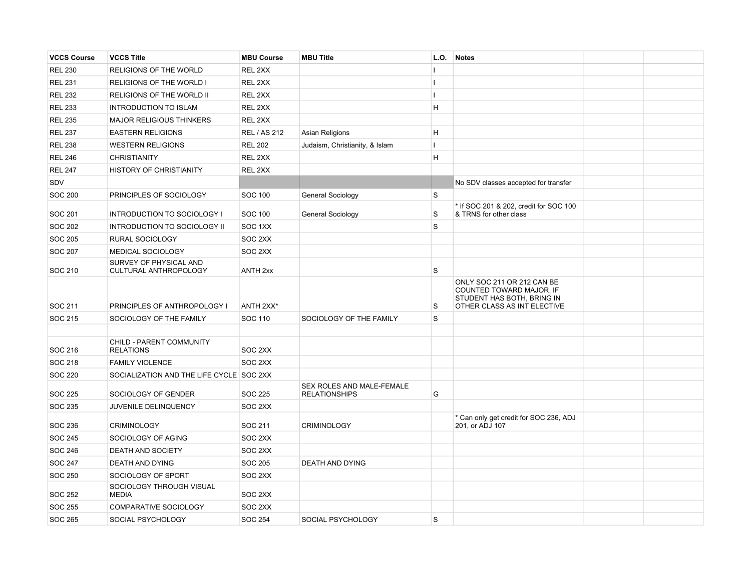| VCCS Course | VCCS Title | MBU Course | MBU Title | L.O. | Notes | | |
|---|---|---|---|---|---|---|---|
| REL 230 | RELIGIONS OF THE WORLD | REL 2XX | | I | | | |
| REL 231 | RELIGIONS OF THE WORLD I | REL 2XX | | I | | | |
| REL 232 | RELIGIONS OF THE WORLD II | REL 2XX | | I | | | |
| REL 233 | INTRODUCTION TO ISLAM | REL 2XX | | H | | | |
| REL 235 | MAJOR RELIGIOUS THINKERS | REL 2XX | | | | | |
| REL 237 | EASTERN RELIGIONS | REL / AS 212 | Asian Religions | H | | | |
| REL 238 | WESTERN RELIGIONS | REL 202 | Judaism, Christianity, & Islam | I | | | |
| REL 246 | CHRISTIANITY | REL 2XX | | H | | | |
| REL 247 | HISTORY OF CHRISTIANITY | REL 2XX | | | | | |
| SDV | | | | | No SDV classes accepted for transfer | | |
| SOC 200 | PRINCIPLES OF SOCIOLOGY | SOC 100 | General Sociology | S | | | |
| SOC 201 | INTRODUCTION TO SOCIOLOGY I | SOC 100 | General Sociology | S | * If SOC 201 & 202, credit for SOC 100 & TRNS for other class | | |
| SOC 202 | INTRODUCTION TO SOCIOLOGY II | SOC 1XX | | S | | | |
| SOC 205 | RURAL SOCIOLOGY | SOC 2XX | | | | | |
| SOC 207 | MEDICAL SOCIOLOGY | SOC 2XX | | | | | |
| SOC 210 | SURVEY OF PHYSICAL AND CULTURAL ANTHROPOLOGY | ANTH 2xx | | S | | | |
| SOC 211 | PRINCIPLES OF ANTHROPOLOGY I | ANTH 2XX* | | S | ONLY SOC 211 OR 212 CAN BE COUNTED TOWARD MAJOR. IF STUDENT HAS BOTH, BRING IN OTHER CLASS AS INT ELECTIVE | | |
| SOC 215 | SOCIOLOGY OF THE FAMILY | SOC 110 | SOCIOLOGY OF THE FAMILY | S | | | |
| | | | | | | | |
| SOC 216 | CHILD - PARENT COMMUNITY RELATIONS | SOC 2XX | | | | | |
| SOC 218 | FAMILY VIOLENCE | SOC 2XX | | | | | |
| SOC 220 | SOCIALIZATION AND THE LIFE CYCLE | SOC 2XX | | | | | |
| SOC 225 | SOCIOLOGY OF GENDER | SOC 225 | SEX ROLES AND MALE-FEMALE RELATIONSHIPS | G | | | |
| SOC 235 | JUVENILE DELINQUENCY | SOC 2XX | | | | | |
| SOC 236 | CRIMINOLOGY | SOC 211 | CRIMINOLOGY | | * Can only get credit for SOC 236, ADJ 201, or ADJ 107 | | |
| SOC 245 | SOCIOLOGY OF AGING | SOC 2XX | | | | | |
| SOC 246 | DEATH AND SOCIETY | SOC 2XX | | | | | |
| SOC 247 | DEATH AND DYING | SOC 205 | DEATH AND DYING | | | | |
| SOC 250 | SOCIOLOGY OF SPORT | SOC 2XX | | | | | |
| SOC 252 | SOCIOLOGY THROUGH VISUAL MEDIA | SOC 2XX | | | | | |
| SOC 255 | COMPARATIVE SOCIOLOGY | SOC 2XX | | | | | |
| SOC 265 | SOCIAL PSYCHOLOGY | SOC 254 | SOCIAL PSYCHOLOGY | S | | | |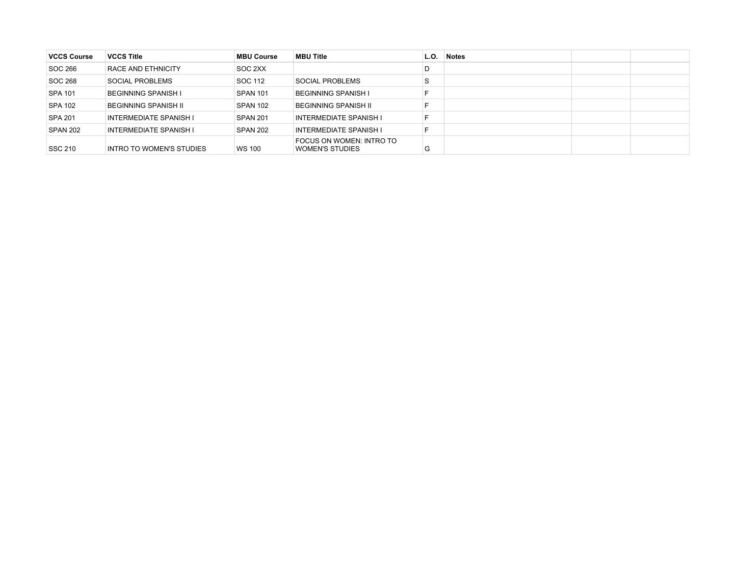| VCCS Course | VCCS Title | MBU Course | MBU Title | L.O. | Notes | | |
|---|---|---|---|---|---|---|---|
| SOC 266 | RACE AND ETHNICITY | SOC 2XX | | D | | | |
| SOC 268 | SOCIAL PROBLEMS | SOC 112 | SOCIAL PROBLEMS | S | | | |
| SPA 101 | BEGINNING SPANISH I | SPAN 101 | BEGINNING SPANISH I | F | | | |
| SPA 102 | BEGINNING SPANISH II | SPAN 102 | BEGINNING SPANISH II | F | | | |
| SPA 201 | INTERMEDIATE SPANISH I | SPAN 201 | INTERMEDIATE SPANISH I | F | | | |
| SPAN 202 | INTERMEDIATE SPANISH I | SPAN 202 | INTERMEDIATE SPANISH I | F | | | |
| SSC 210 | INTRO TO WOMEN'S STUDIES | WS 100 | FOCUS ON WOMEN: INTRO TO WOMEN'S STUDIES | G | | | |